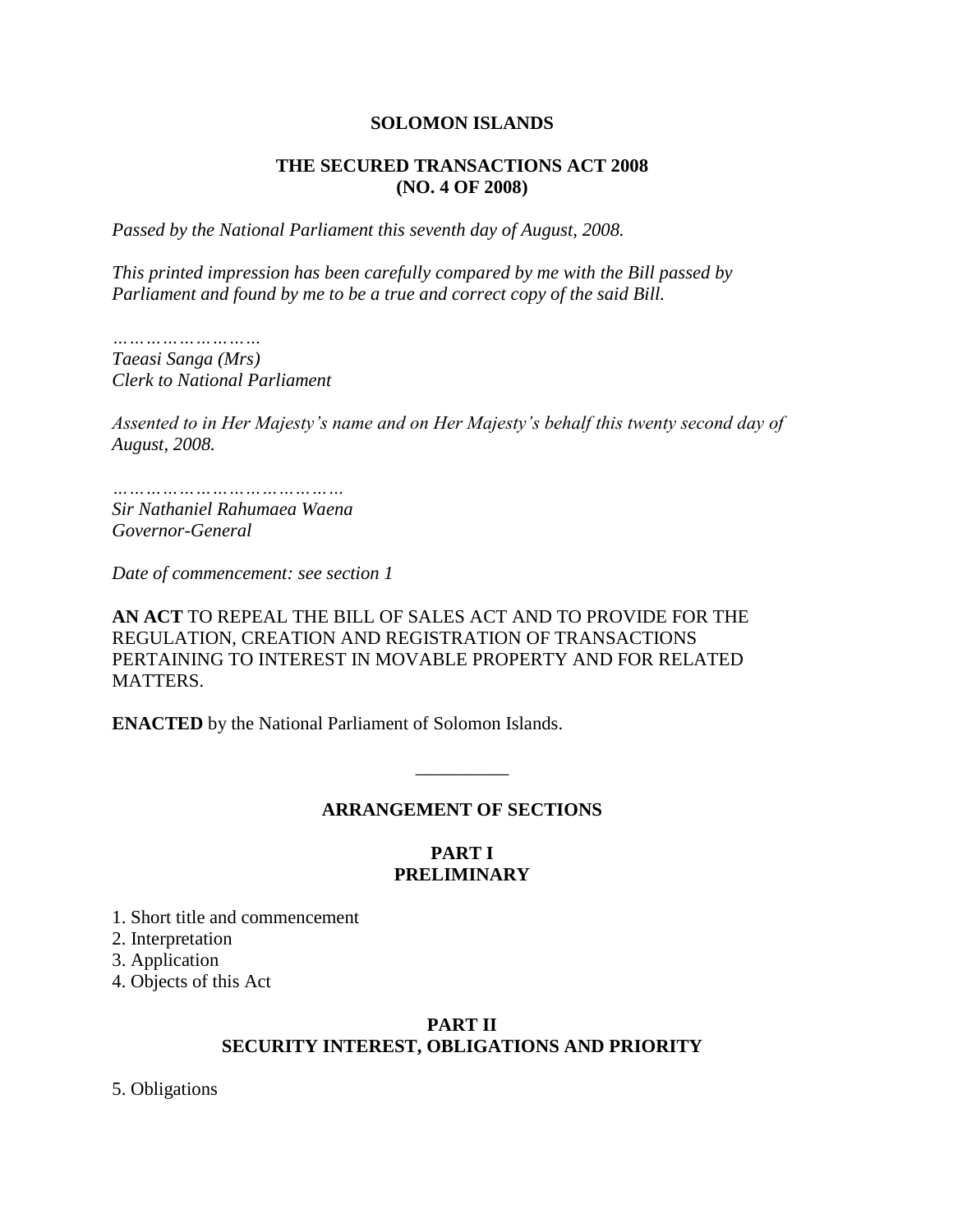# SOLOMON ISLANDS

## THE SECURED TRANSACTIONS ACT 2008
## (NO. 4 OF 2008)

*Passed by the National Parliament this seventh day of August, 2008.*

*This printed impression has been carefully compared by me with the Bill passed by Parliament and found by me to be a true and correct copy of the said Bill.*

*………………………*
*Taeasi Sanga (Mrs)*
*Clerk to National Parliament*

*Assented to in Her Majesty's name and on Her Majesty's behalf this twenty second day of August, 2008.*

*……………………………………*
*Sir Nathaniel Rahumaea Waena*
*Governor-General*

*Date of commencement: see section 1*

**AN ACT** TO REPEAL THE BILL OF SALES ACT AND TO PROVIDE FOR THE REGULATION, CREATION AND REGISTRATION OF TRANSACTIONS PERTAINING TO INTEREST IN MOVABLE PROPERTY AND FOR RELATED MATTERS.

**ENACTED** by the National Parliament of Solomon Islands.

---

## ARRANGEMENT OF SECTIONS

### PART I
### PRELIMINARY

1. Short title and commencement
2. Interpretation
3. Application
4. Objects of this Act

### PART II
### SECURITY INTEREST, OBLIGATIONS AND PRIORITY

5. Obligations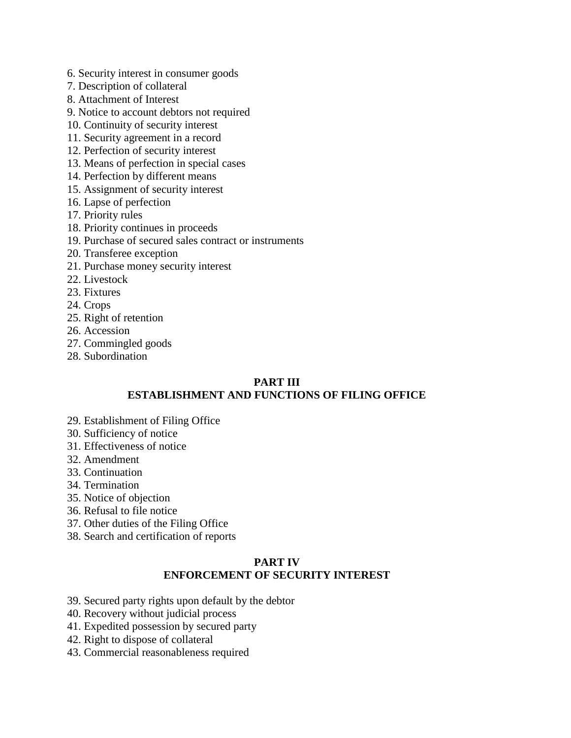6. Security interest in consumer goods
7. Description of collateral
8. Attachment of Interest
9. Notice to account debtors not required
10. Continuity of security interest
11. Security agreement in a record
12. Perfection of security interest
13. Means of perfection in special cases
14. Perfection by different means
15. Assignment of security interest
16. Lapse of perfection
17. Priority rules
18. Priority continues in proceeds
19. Purchase of secured sales contract or instruments
20. Transferee exception
21. Purchase money security interest
22. Livestock
23. Fixtures
24. Crops
25. Right of retention
26. Accession
27. Commingled goods
28. Subordination

## PART III
## ESTABLISHMENT AND FUNCTIONS OF FILING OFFICE

29. Establishment of Filing Office
30. Sufficiency of notice
31. Effectiveness of notice
32. Amendment
33. Continuation
34. Termination
35. Notice of objection
36. Refusal to file notice
37. Other duties of the Filing Office
38. Search and certification of reports

## PART IV
## ENFORCEMENT OF SECURITY INTEREST

39. Secured party rights upon default by the debtor
40. Recovery without judicial process
41. Expedited possession by secured party
42. Right to dispose of collateral
43. Commercial reasonableness required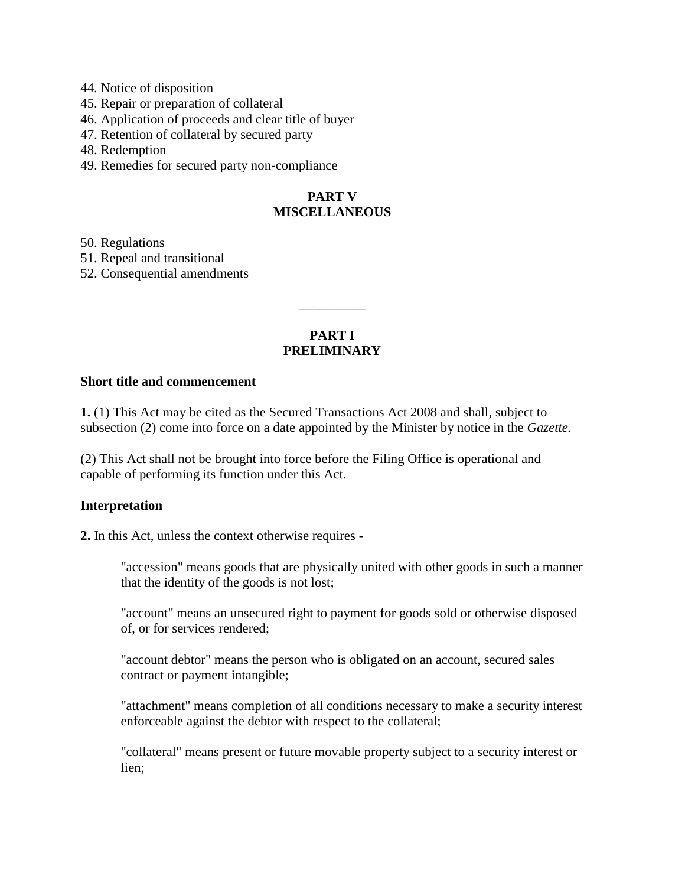44. Notice of disposition
45. Repair or preparation of collateral
46. Application of proceeds and clear title of buyer
47. Retention of collateral by secured party
48. Redemption
49. Remedies for secured party non-compliance

## PART V
## MISCELLANEOUS

50. Regulations
51. Repeal and transitional
52. Consequential amendments

__________

## PART I
## PRELIMINARY

### Short title and commencement

**1.** (1) This Act may be cited as the Secured Transactions Act 2008 and shall, subject to subsection (2) come into force on a date appointed by the Minister by notice in the *Gazette.*

(2) This Act shall not be brought into force before the Filing Office is operational and capable of performing its function under this Act.

### Interpretation

**2.** In this Act, unless the context otherwise requires -

> "accession" means goods that are physically united with other goods in such a manner that the identity of the goods is not lost;
>
> "account" means an unsecured right to payment for goods sold or otherwise disposed of, or for services rendered;
>
> "account debtor" means the person who is obligated on an account, secured sales contract or payment intangible;
>
> "attachment" means completion of all conditions necessary to make a security interest enforceable against the debtor with respect to the collateral;
>
> "collateral" means present or future movable property subject to a security interest or lien;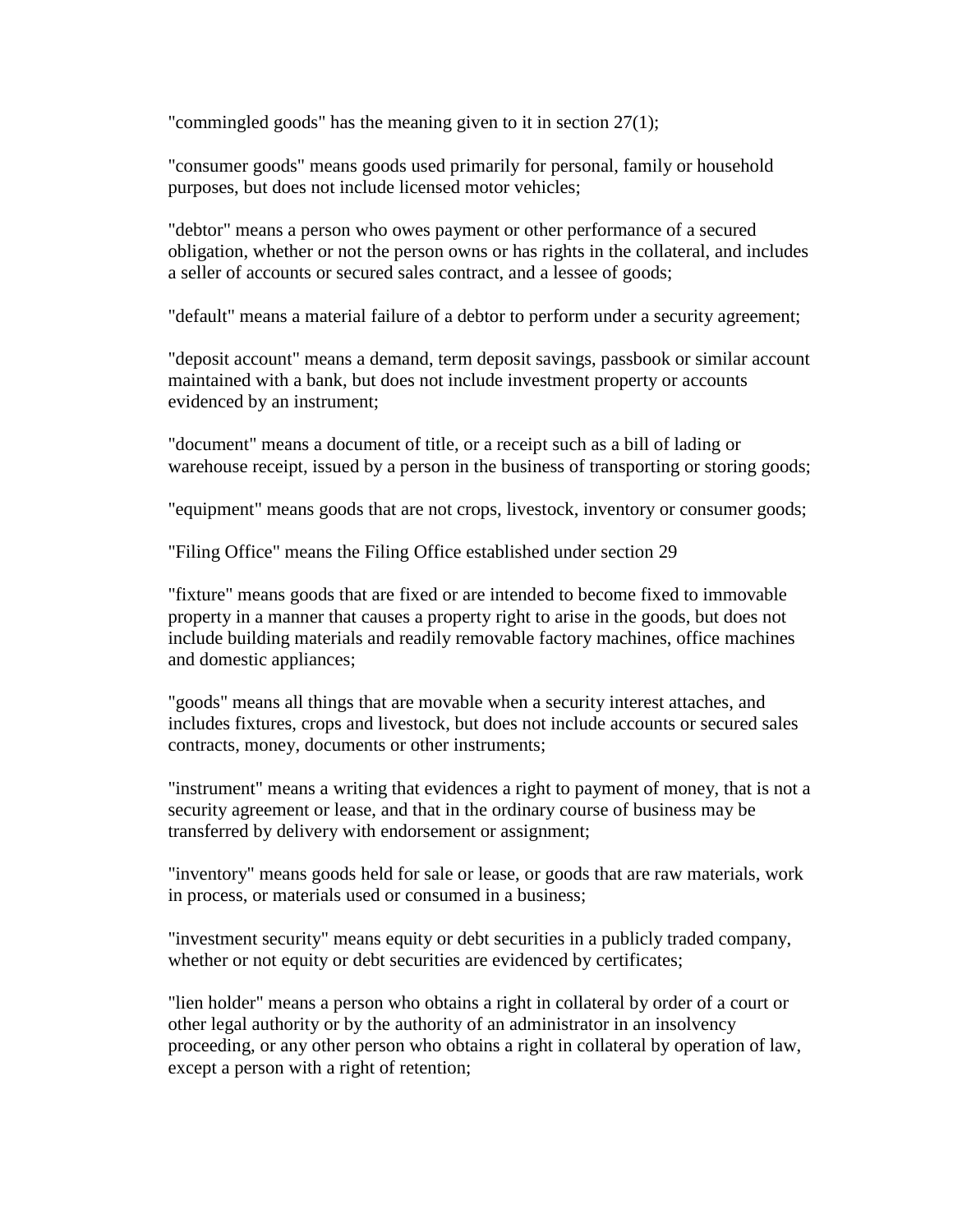"commingled goods" has the meaning given to it in section 27(1);

"consumer goods" means goods used primarily for personal, family or household purposes, but does not include licensed motor vehicles;

"debtor" means a person who owes payment or other performance of a secured obligation, whether or not the person owns or has rights in the collateral, and includes a seller of accounts or secured sales contract, and a lessee of goods;

"default" means a material failure of a debtor to perform under a security agreement;

"deposit account" means a demand, term deposit savings, passbook or similar account maintained with a bank, but does not include investment property or accounts evidenced by an instrument;

"document" means a document of title, or a receipt such as a bill of lading or warehouse receipt, issued by a person in the business of transporting or storing goods;

"equipment" means goods that are not crops, livestock, inventory or consumer goods;

"Filing Office" means the Filing Office established under section 29

"fixture" means goods that are fixed or are intended to become fixed to immovable property in a manner that causes a property right to arise in the goods, but does not include building materials and readily removable factory machines, office machines and domestic appliances;

"goods" means all things that are movable when a security interest attaches, and includes fixtures, crops and livestock, but does not include accounts or secured sales contracts, money, documents or other instruments;

"instrument" means a writing that evidences a right to payment of money, that is not a security agreement or lease, and that in the ordinary course of business may be transferred by delivery with endorsement or assignment;

"inventory" means goods held for sale or lease, or goods that are raw materials, work in process, or materials used or consumed in a business;

"investment security" means equity or debt securities in a publicly traded company, whether or not equity or debt securities are evidenced by certificates;

"lien holder" means a person who obtains a right in collateral by order of a court or other legal authority or by the authority of an administrator in an insolvency proceeding, or any other person who obtains a right in collateral by operation of law, except a person with a right of retention;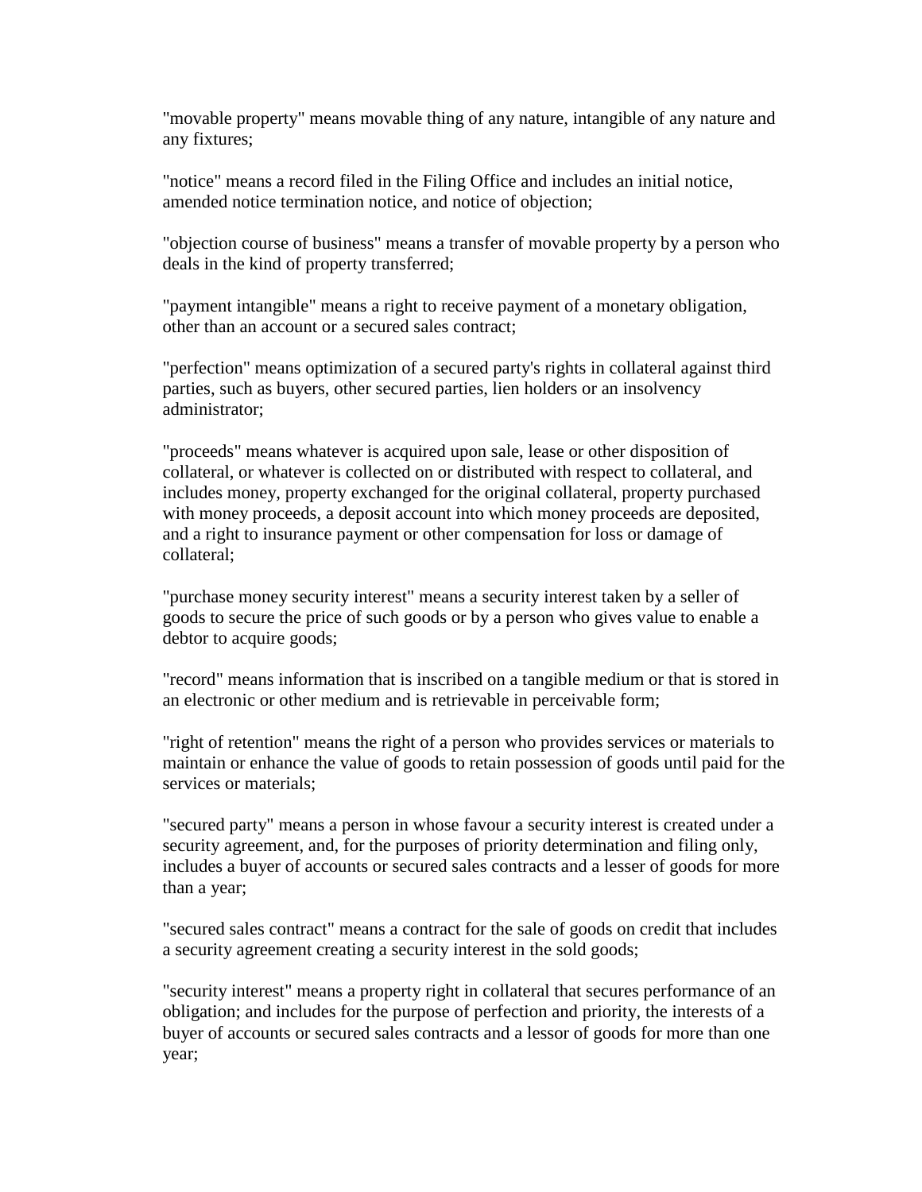"movable property" means movable thing of any nature, intangible of any nature and any fixtures;

"notice" means a record filed in the Filing Office and includes an initial notice, amended notice termination notice, and notice of objection;

"objection course of business" means a transfer of movable property by a person who deals in the kind of property transferred;

"payment intangible" means a right to receive payment of a monetary obligation, other than an account or a secured sales contract;

"perfection" means optimization of a secured party's rights in collateral against third parties, such as buyers, other secured parties, lien holders or an insolvency administrator;

"proceeds" means whatever is acquired upon sale, lease or other disposition of collateral, or whatever is collected on or distributed with respect to collateral, and includes money, property exchanged for the original collateral, property purchased with money proceeds, a deposit account into which money proceeds are deposited, and a right to insurance payment or other compensation for loss or damage of collateral;

"purchase money security interest" means a security interest taken by a seller of goods to secure the price of such goods or by a person who gives value to enable a debtor to acquire goods;

"record" means information that is inscribed on a tangible medium or that is stored in an electronic or other medium and is retrievable in perceivable form;

"right of retention" means the right of a person who provides services or materials to maintain or enhance the value of goods to retain possession of goods until paid for the services or materials;

"secured party" means a person in whose favour a security interest is created under a security agreement, and, for the purposes of priority determination and filing only, includes a buyer of accounts or secured sales contracts and a lesser of goods for more than a year;

"secured sales contract" means a contract for the sale of goods on credit that includes a security agreement creating a security interest in the sold goods;

"security interest" means a property right in collateral that secures performance of an obligation; and includes for the purpose of perfection and priority, the interests of a buyer of accounts or secured sales contracts and a lessor of goods for more than one year;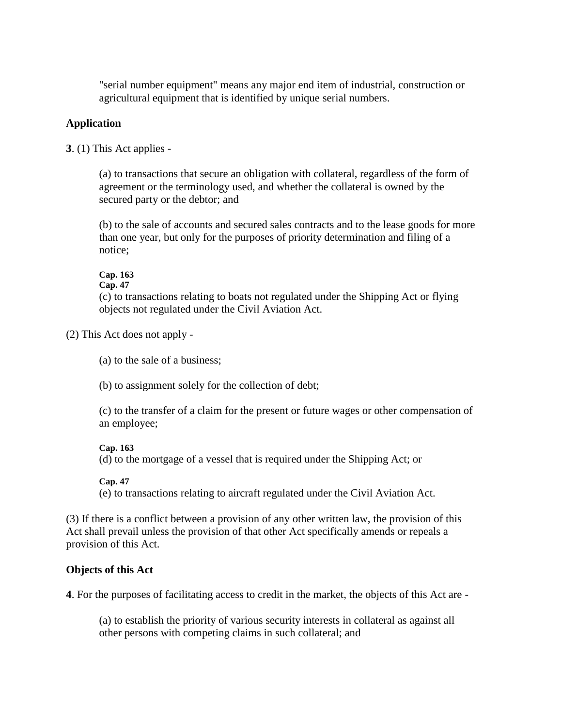"serial number equipment" means any major end item of industrial, construction or agricultural equipment that is identified by unique serial numbers.

**Application**

**3**. (1) This Act applies -

(a) to transactions that secure an obligation with collateral, regardless of the form of agreement or the terminology used, and whether the collateral is owned by the secured party or the debtor; and

(b) to the sale of accounts and secured sales contracts and to the lease goods for more than one year, but only for the purposes of priority determination and filing of a notice;

**Cap. 163**
**Cap. 47**
(c) to transactions relating to boats not regulated under the Shipping Act or flying objects not regulated under the Civil Aviation Act.

(2) This Act does not apply -

(a) to the sale of a business;

(b) to assignment solely for the collection of debt;

(c) to the transfer of a claim for the present or future wages or other compensation of an employee;

**Cap. 163**
(d) to the mortgage of a vessel that is required under the Shipping Act; or

**Cap. 47**
(e) to transactions relating to aircraft regulated under the Civil Aviation Act.

(3) If there is a conflict between a provision of any other written law, the provision of this Act shall prevail unless the provision of that other Act specifically amends or repeals a provision of this Act.

**Objects of this Act**

**4**. For the purposes of facilitating access to credit in the market, the objects of this Act are -

(a) to establish the priority of various security interests in collateral as against all other persons with competing claims in such collateral; and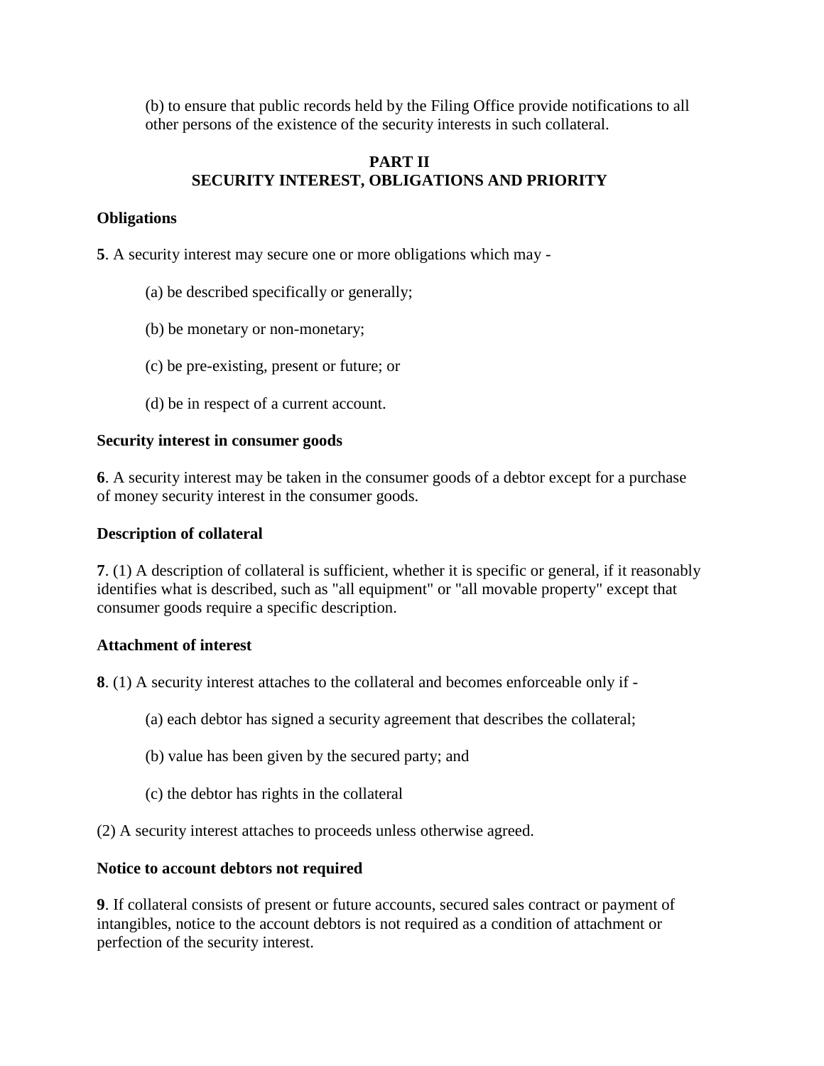(b) to ensure that public records held by the Filing Office provide notifications to all other persons of the existence of the security interests in such collateral.

## PART II
## SECURITY INTEREST, OBLIGATIONS AND PRIORITY

**Obligations**

**5**. A security interest may secure one or more obligations which may -

(a) be described specifically or generally;

(b) be monetary or non-monetary;

(c) be pre-existing, present or future; or

(d) be in respect of a current account.

**Security interest in consumer goods**

**6**. A security interest may be taken in the consumer goods of a debtor except for a purchase of money security interest in the consumer goods.

**Description of collateral**

**7**. (1) A description of collateral is sufficient, whether it is specific or general, if it reasonably identifies what is described, such as "all equipment" or "all movable property" except that consumer goods require a specific description.

**Attachment of interest**

**8**. (1) A security interest attaches to the collateral and becomes enforceable only if -

(a) each debtor has signed a security agreement that describes the collateral;

(b) value has been given by the secured party; and

(c) the debtor has rights in the collateral

(2) A security interest attaches to proceeds unless otherwise agreed.

**Notice to account debtors not required**

**9**. If collateral consists of present or future accounts, secured sales contract or payment of intangibles, notice to the account debtors is not required as a condition of attachment or perfection of the security interest.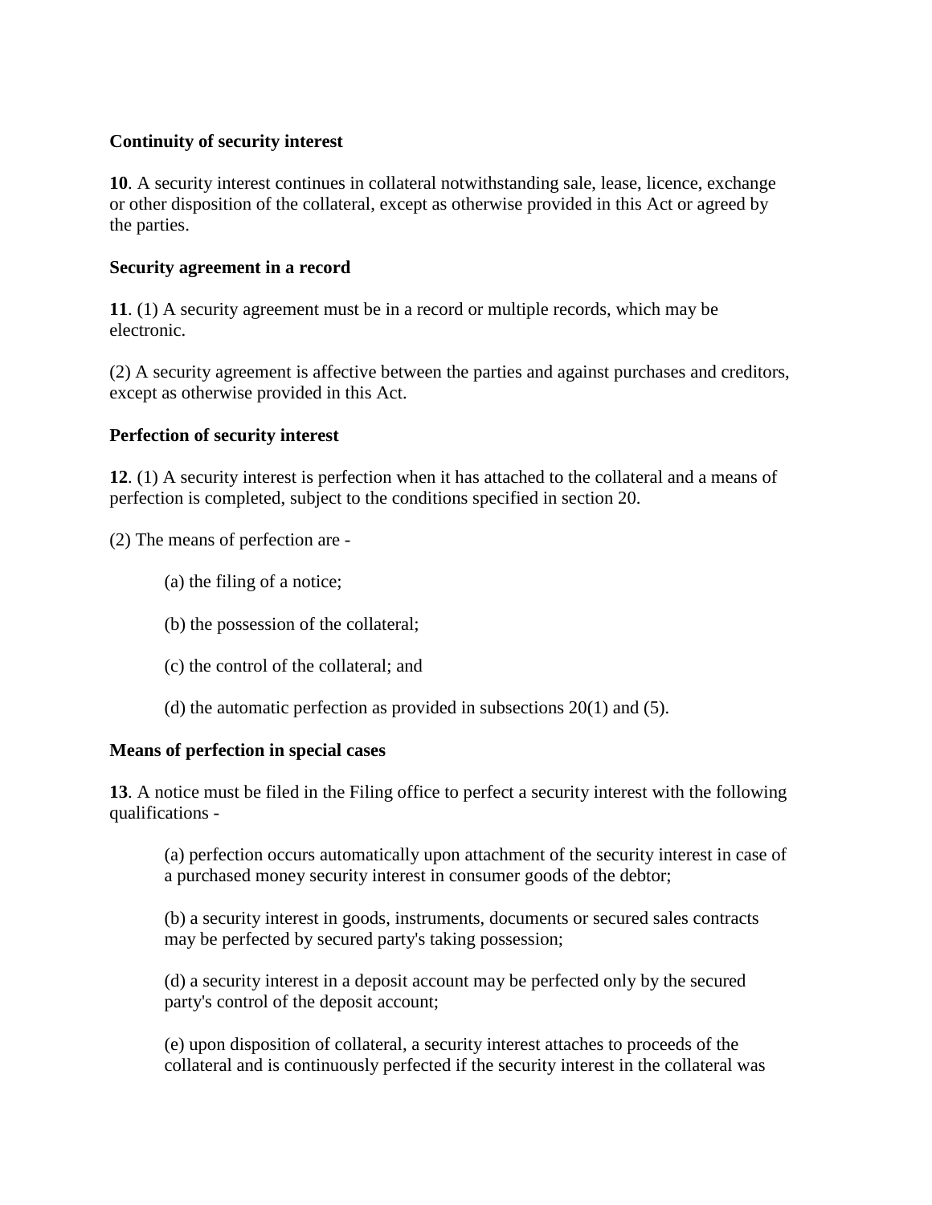**Continuity of security interest**

**10**. A security interest continues in collateral notwithstanding sale, lease, licence, exchange or other disposition of the collateral, except as otherwise provided in this Act or agreed by the parties.

**Security agreement in a record**

**11**. (1) A security agreement must be in a record or multiple records, which may be electronic.

(2) A security agreement is affective between the parties and against purchases and creditors, except as otherwise provided in this Act.

**Perfection of security interest**

**12**. (1) A security interest is perfection when it has attached to the collateral and a means of perfection is completed, subject to the conditions specified in section 20.

(2) The means of perfection are -

> (a) the filing of a notice;
>
> (b) the possession of the collateral;
>
> (c) the control of the collateral; and
>
> (d) the automatic perfection as provided in subsections 20(1) and (5).

**Means of perfection in special cases**

**13**. A notice must be filed in the Filing office to perfect a security interest with the following qualifications -

> (a) perfection occurs automatically upon attachment of the security interest in case of a purchased money security interest in consumer goods of the debtor;
>
> (b) a security interest in goods, instruments, documents or secured sales contracts may be perfected by secured party's taking possession;
>
> (d) a security interest in a deposit account may be perfected only by the secured party's control of the deposit account;
>
> (e) upon disposition of collateral, a security interest attaches to proceeds of the collateral and is continuously perfected if the security interest in the collateral was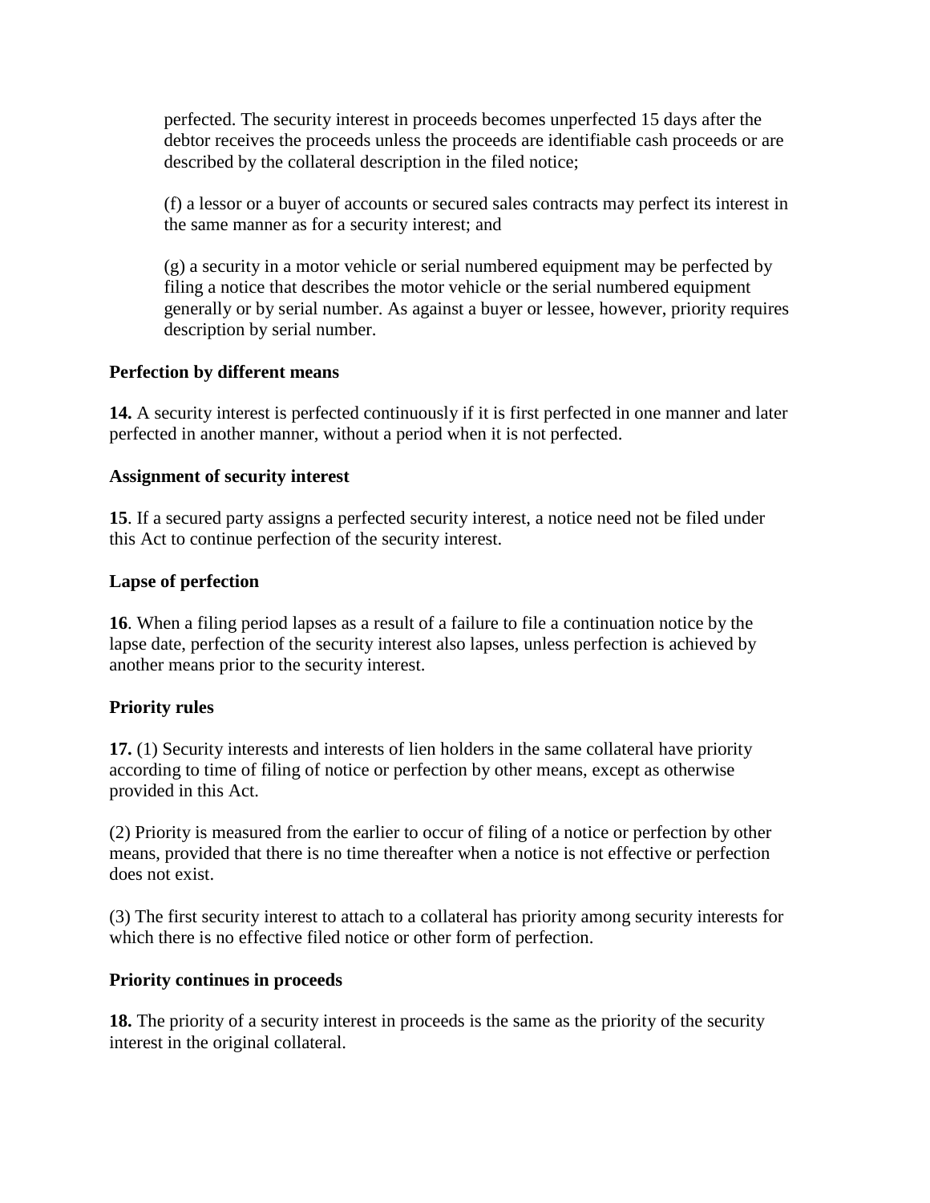perfected. The security interest in proceeds becomes unperfected 15 days after the debtor receives the proceeds unless the proceeds are identifiable cash proceeds or are described by the collateral description in the filed notice;

(f) a lessor or a buyer of accounts or secured sales contracts may perfect its interest in the same manner as for a security interest; and

(g) a security in a motor vehicle or serial numbered equipment may be perfected by filing a notice that describes the motor vehicle or the serial numbered equipment generally or by serial number. As against a buyer or lessee, however, priority requires description by serial number.

**Perfection by different means**

**14.** A security interest is perfected continuously if it is first perfected in one manner and later perfected in another manner, without a period when it is not perfected.

**Assignment of security interest**

**15**. If a secured party assigns a perfected security interest, a notice need not be filed under this Act to continue perfection of the security interest.

**Lapse of perfection**

**16**. When a filing period lapses as a result of a failure to file a continuation notice by the lapse date, perfection of the security interest also lapses, unless perfection is achieved by another means prior to the security interest.

**Priority rules**

**17.** (1) Security interests and interests of lien holders in the same collateral have priority according to time of filing of notice or perfection by other means, except as otherwise provided in this Act.

(2) Priority is measured from the earlier to occur of filing of a notice or perfection by other means, provided that there is no time thereafter when a notice is not effective or perfection does not exist.

(3) The first security interest to attach to a collateral has priority among security interests for which there is no effective filed notice or other form of perfection.

**Priority continues in proceeds**

**18.** The priority of a security interest in proceeds is the same as the priority of the security interest in the original collateral.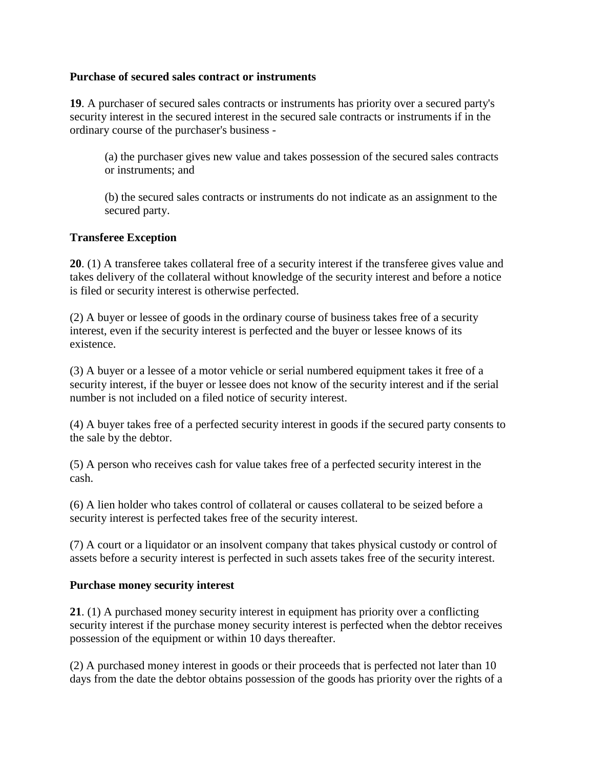**Purchase of secured sales contract or instruments**

**19**. A purchaser of secured sales contracts or instruments has priority over a secured party's security interest in the secured interest in the secured sale contracts or instruments if in the ordinary course of the purchaser's business -

> (a) the purchaser gives new value and takes possession of the secured sales contracts or instruments; and
>
> (b) the secured sales contracts or instruments do not indicate as an assignment to the secured party.

**Transferee Exception**

**20**. (1) A transferee takes collateral free of a security interest if the transferee gives value and takes delivery of the collateral without knowledge of the security interest and before a notice is filed or security interest is otherwise perfected.

(2) A buyer or lessee of goods in the ordinary course of business takes free of a security interest, even if the security interest is perfected and the buyer or lessee knows of its existence.

(3) A buyer or a lessee of a motor vehicle or serial numbered equipment takes it free of a security interest, if the buyer or lessee does not know of the security interest and if the serial number is not included on a filed notice of security interest.

(4) A buyer takes free of a perfected security interest in goods if the secured party consents to the sale by the debtor.

(5) A person who receives cash for value takes free of a perfected security interest in the cash.

(6) A lien holder who takes control of collateral or causes collateral to be seized before a security interest is perfected takes free of the security interest.

(7) A court or a liquidator or an insolvent company that takes physical custody or control of assets before a security interest is perfected in such assets takes free of the security interest.

**Purchase money security interest**

**21**. (1) A purchased money security interest in equipment has priority over a conflicting security interest if the purchase money security interest is perfected when the debtor receives possession of the equipment or within 10 days thereafter.

(2) A purchased money interest in goods or their proceeds that is perfected not later than 10 days from the date the debtor obtains possession of the goods has priority over the rights of a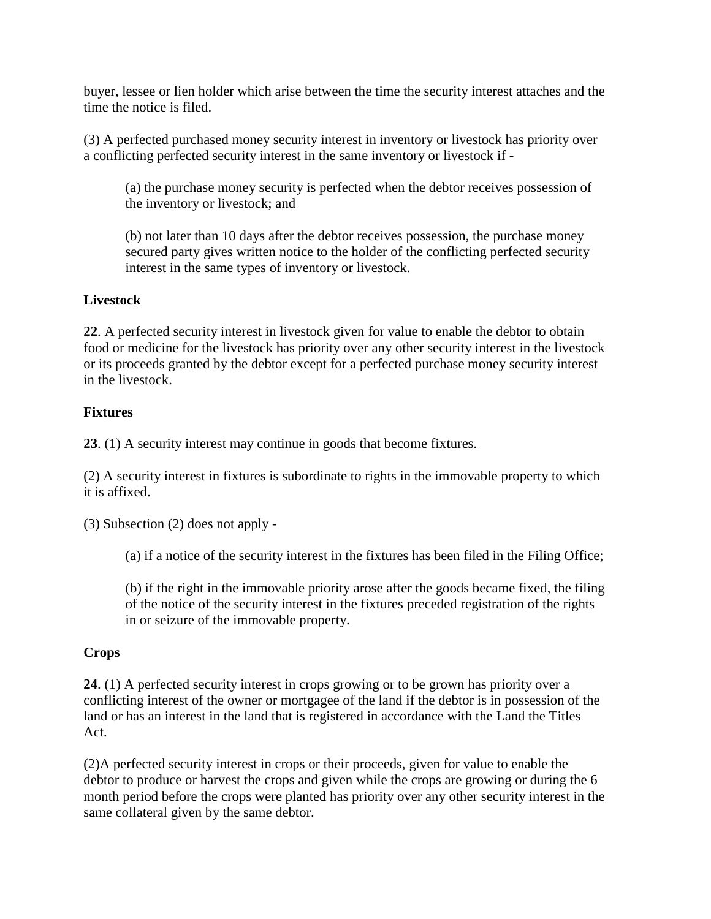buyer, lessee or lien holder which arise between the time the security interest attaches and the time the notice is filed.

(3) A perfected purchased money security interest in inventory or livestock has priority over a conflicting perfected security interest in the same inventory or livestock if -

> (a) the purchase money security is perfected when the debtor receives possession of the inventory or livestock; and
>
> (b) not later than 10 days after the debtor receives possession, the purchase money secured party gives written notice to the holder of the conflicting perfected security interest in the same types of inventory or livestock.

**Livestock**

**22**. A perfected security interest in livestock given for value to enable the debtor to obtain food or medicine for the livestock has priority over any other security interest in the livestock or its proceeds granted by the debtor except for a perfected purchase money security interest in the livestock.

**Fixtures**

**23**. (1) A security interest may continue in goods that become fixtures.

(2) A security interest in fixtures is subordinate to rights in the immovable property to which it is affixed.

(3) Subsection (2) does not apply -

> (a) if a notice of the security interest in the fixtures has been filed in the Filing Office;
>
> (b) if the right in the immovable priority arose after the goods became fixed, the filing of the notice of the security interest in the fixtures preceded registration of the rights in or seizure of the immovable property.

**Crops**

**24**. (1) A perfected security interest in crops growing or to be grown has priority over a conflicting interest of the owner or mortgagee of the land if the debtor is in possession of the land or has an interest in the land that is registered in accordance with the Land the Titles Act.

(2)A perfected security interest in crops or their proceeds, given for value to enable the debtor to produce or harvest the crops and given while the crops are growing or during the 6 month period before the crops were planted has priority over any other security interest in the same collateral given by the same debtor.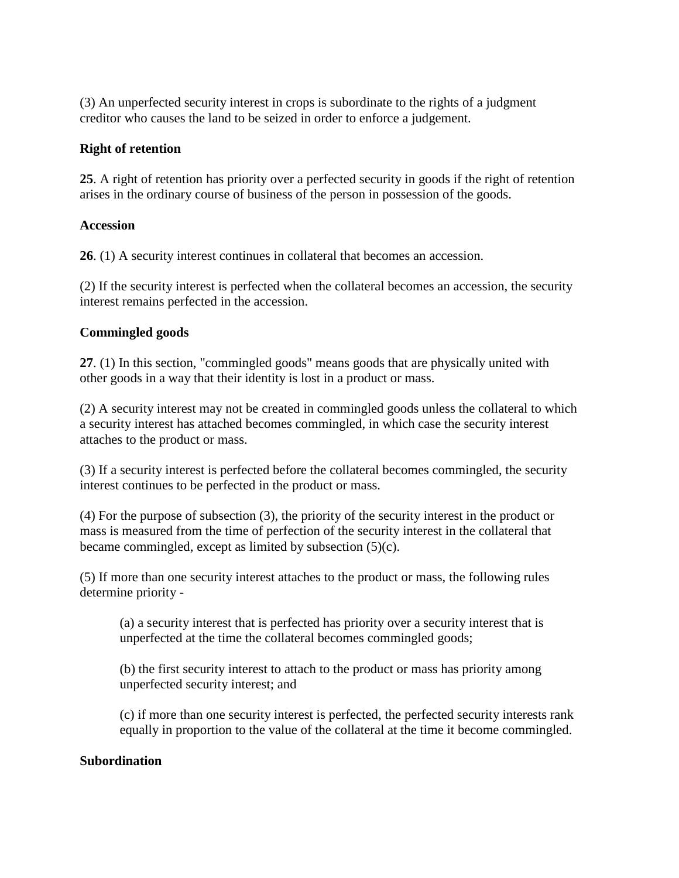(3) An unperfected security interest in crops is subordinate to the rights of a judgment creditor who causes the land to be seized in order to enforce a judgement.

**Right of retention**

**25**. A right of retention has priority over a perfected security in goods if the right of retention arises in the ordinary course of business of the person in possession of the goods.

**Accession**

**26**. (1) A security interest continues in collateral that becomes an accession.

(2) If the security interest is perfected when the collateral becomes an accession, the security interest remains perfected in the accession.

**Commingled goods**

**27**. (1) In this section, "commingled goods" means goods that are physically united with other goods in a way that their identity is lost in a product or mass.

(2) A security interest may not be created in commingled goods unless the collateral to which a security interest has attached becomes commingled, in which case the security interest attaches to the product or mass.

(3) If a security interest is perfected before the collateral becomes commingled, the security interest continues to be perfected in the product or mass.

(4) For the purpose of subsection (3), the priority of the security interest in the product or mass is measured from the time of perfection of the security interest in the collateral that became commingled, except as limited by subsection (5)(c).

(5) If more than one security interest attaches to the product or mass, the following rules determine priority -

> (a) a security interest that is perfected has priority over a security interest that is unperfected at the time the collateral becomes commingled goods;
>
> (b) the first security interest to attach to the product or mass has priority among unperfected security interest; and
>
> (c) if more than one security interest is perfected, the perfected security interests rank equally in proportion to the value of the collateral at the time it become commingled.

**Subordination**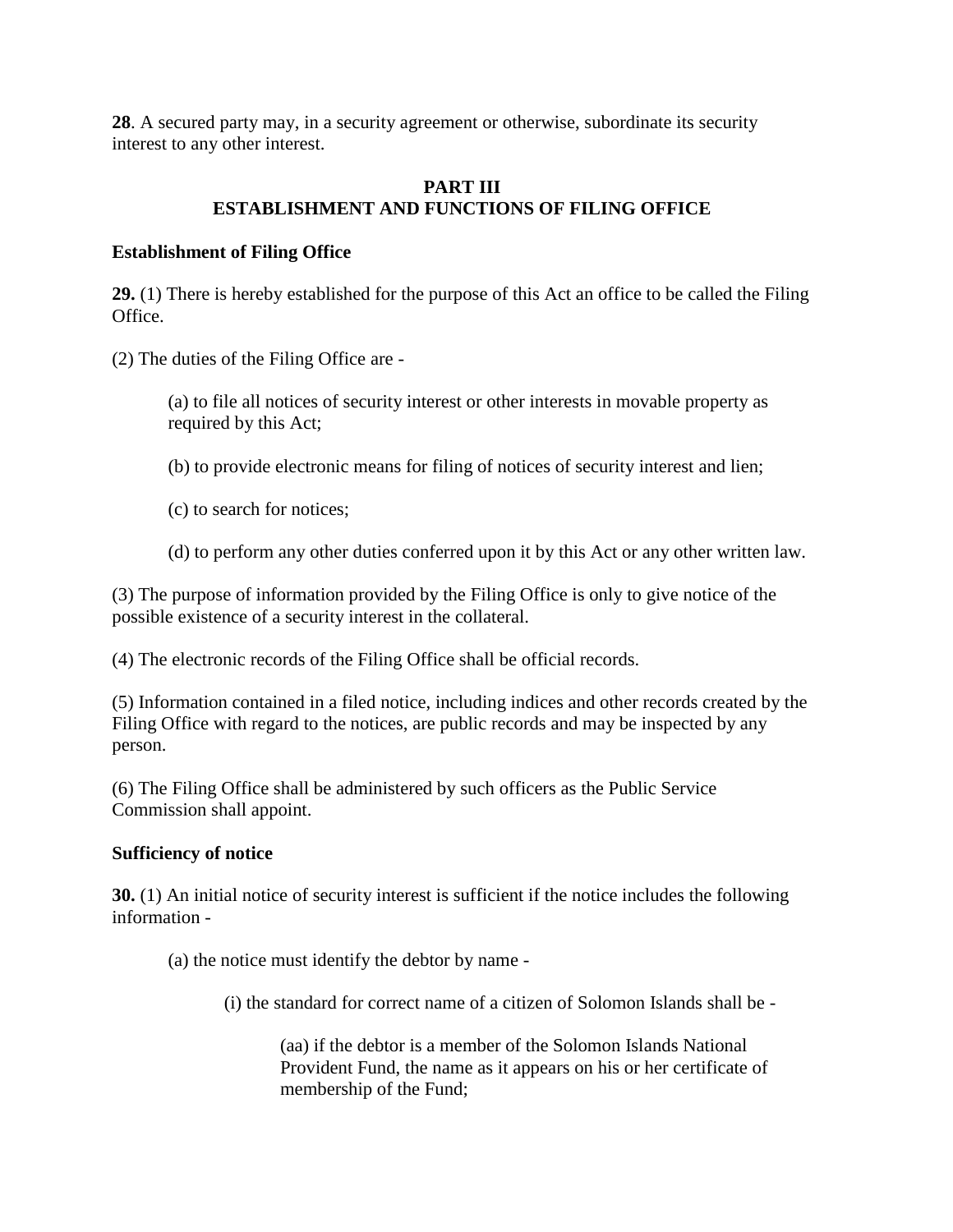**28**. A secured party may, in a security agreement or otherwise, subordinate its security interest to any other interest.

## PART III
## ESTABLISHMENT AND FUNCTIONS OF FILING OFFICE

**Establishment of Filing Office**

**29.** (1) There is hereby established for the purpose of this Act an office to be called the Filing Office.

(2) The duties of the Filing Office are -

> (a) to file all notices of security interest or other interests in movable property as required by this Act;
>
> (b) to provide electronic means for filing of notices of security interest and lien;
>
> (c) to search for notices;
>
> (d) to perform any other duties conferred upon it by this Act or any other written law.

(3) The purpose of information provided by the Filing Office is only to give notice of the possible existence of a security interest in the collateral.

(4) The electronic records of the Filing Office shall be official records.

(5) Information contained in a filed notice, including indices and other records created by the Filing Office with regard to the notices, are public records and may be inspected by any person.

(6) The Filing Office shall be administered by such officers as the Public Service Commission shall appoint.

**Sufficiency of notice**

**30.** (1) An initial notice of security interest is sufficient if the notice includes the following information -

> (a) the notice must identify the debtor by name -
>
> > (i) the standard for correct name of a citizen of Solomon Islands shall be -
> >
> > > (aa) if the debtor is a member of the Solomon Islands National Provident Fund, the name as it appears on his or her certificate of membership of the Fund;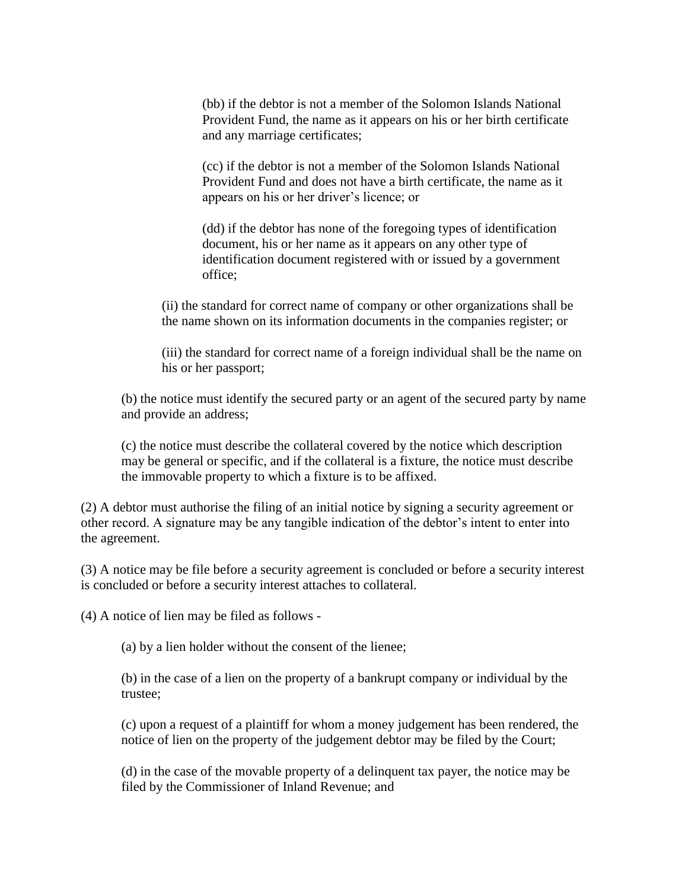(bb) if the debtor is not a member of the Solomon Islands National Provident Fund, the name as it appears on his or her birth certificate and any marriage certificates;

(cc) if the debtor is not a member of the Solomon Islands National Provident Fund and does not have a birth certificate, the name as it appears on his or her driver's licence; or

(dd) if the debtor has none of the foregoing types of identification document, his or her name as it appears on any other type of identification document registered with or issued by a government office;

(ii) the standard for correct name of company or other organizations shall be the name shown on its information documents in the companies register; or

(iii) the standard for correct name of a foreign individual shall be the name on his or her passport;

(b) the notice must identify the secured party or an agent of the secured party by name and provide an address;

(c) the notice must describe the collateral covered by the notice which description may be general or specific, and if the collateral is a fixture, the notice must describe the immovable property to which a fixture is to be affixed.

(2) A debtor must authorise the filing of an initial notice by signing a security agreement or other record. A signature may be any tangible indication of the debtor's intent to enter into the agreement.

(3) A notice may be file before a security agreement is concluded or before a security interest is concluded or before a security interest attaches to collateral.

(4) A notice of lien may be filed as follows -

(a) by a lien holder without the consent of the lienee;

(b) in the case of a lien on the property of a bankrupt company or individual by the trustee;

(c) upon a request of a plaintiff for whom a money judgement has been rendered, the notice of lien on the property of the judgement debtor may be filed by the Court;

(d) in the case of the movable property of a delinquent tax payer, the notice may be filed by the Commissioner of Inland Revenue; and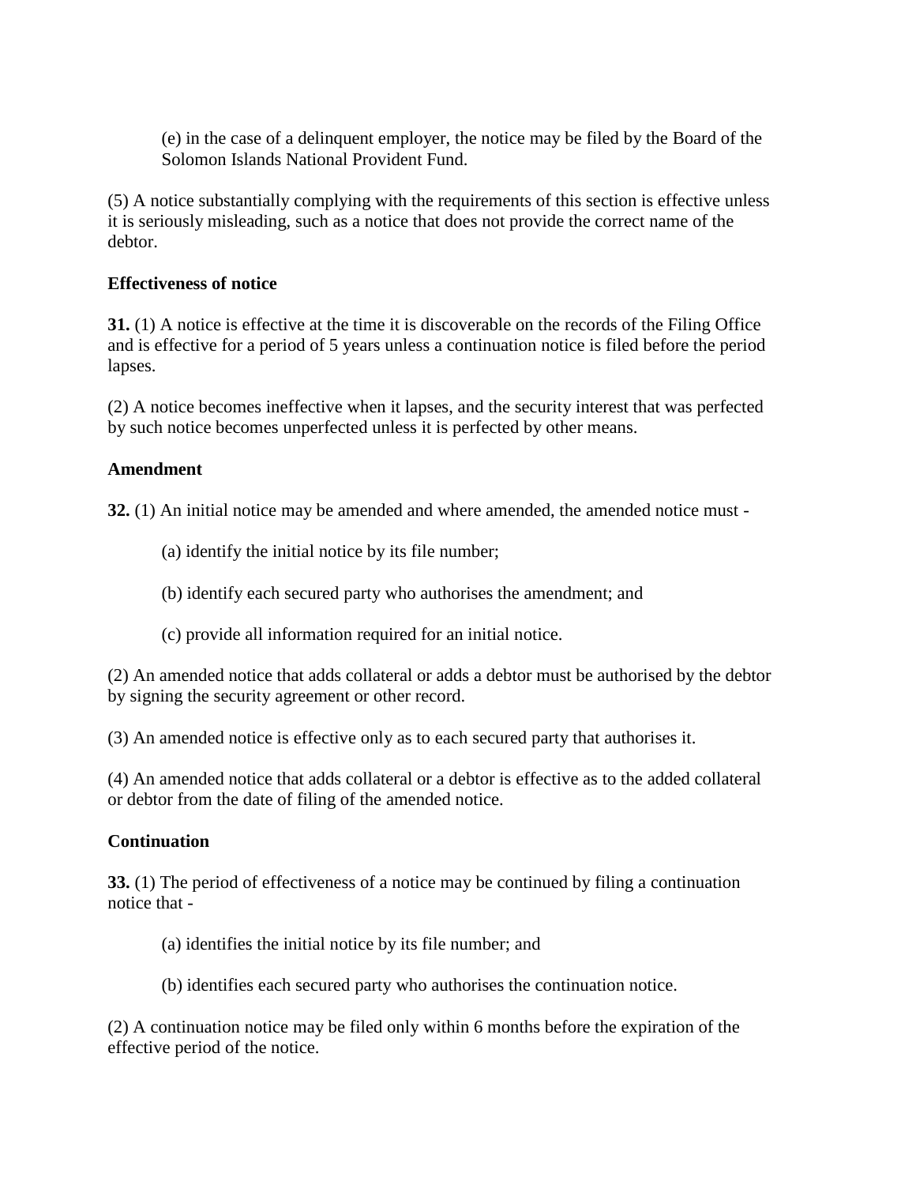(e) in the case of a delinquent employer, the notice may be filed by the Board of the Solomon Islands National Provident Fund.

(5) A notice substantially complying with the requirements of this section is effective unless it is seriously misleading, such as a notice that does not provide the correct name of the debtor.

**Effectiveness of notice**

**31.** (1) A notice is effective at the time it is discoverable on the records of the Filing Office and is effective for a period of 5 years unless a continuation notice is filed before the period lapses.

(2) A notice becomes ineffective when it lapses, and the security interest that was perfected by such notice becomes unperfected unless it is perfected by other means.

**Amendment**

**32.** (1) An initial notice may be amended and where amended, the amended notice must -

(a) identify the initial notice by its file number;

(b) identify each secured party who authorises the amendment; and

(c) provide all information required for an initial notice.

(2) An amended notice that adds collateral or adds a debtor must be authorised by the debtor by signing the security agreement or other record.

(3) An amended notice is effective only as to each secured party that authorises it.

(4) An amended notice that adds collateral or a debtor is effective as to the added collateral or debtor from the date of filing of the amended notice.

**Continuation**

**33.** (1) The period of effectiveness of a notice may be continued by filing a continuation notice that -

(a) identifies the initial notice by its file number; and

(b) identifies each secured party who authorises the continuation notice.

(2) A continuation notice may be filed only within 6 months before the expiration of the effective period of the notice.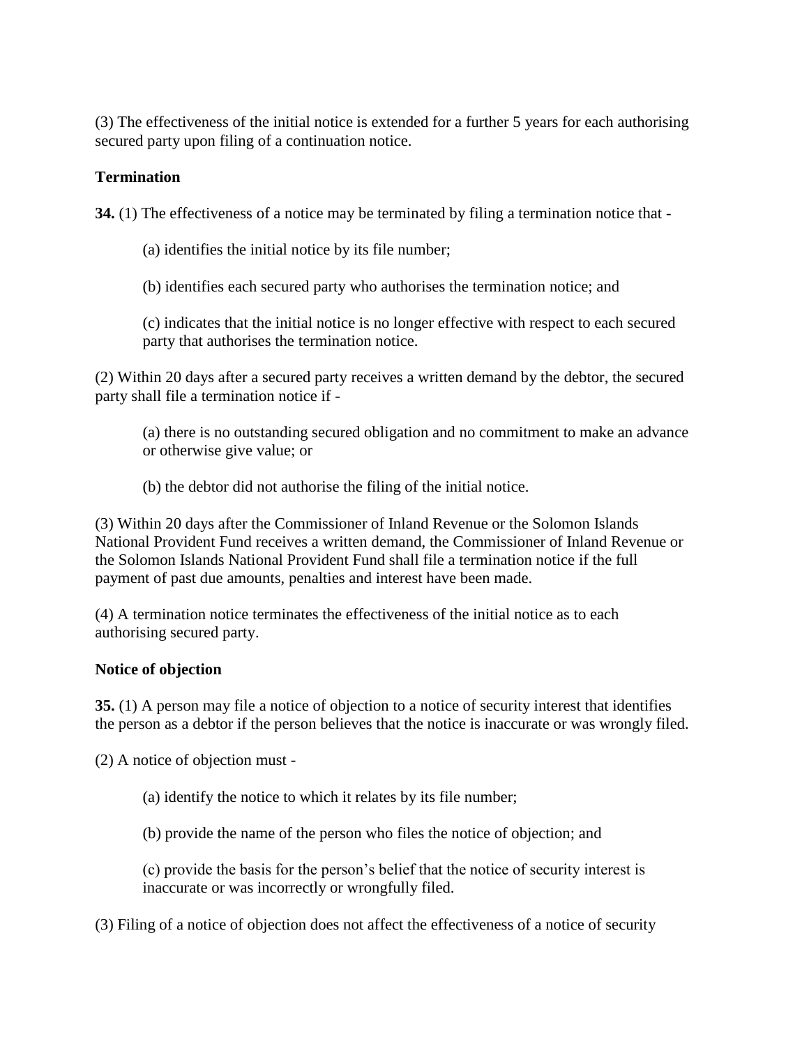(3) The effectiveness of the initial notice is extended for a further 5 years for each authorising secured party upon filing of a continuation notice.

**Termination**

**34.** (1) The effectiveness of a notice may be terminated by filing a termination notice that -

(a) identifies the initial notice by its file number;

(b) identifies each secured party who authorises the termination notice; and

(c) indicates that the initial notice is no longer effective with respect to each secured party that authorises the termination notice.

(2) Within 20 days after a secured party receives a written demand by the debtor, the secured party shall file a termination notice if -

(a) there is no outstanding secured obligation and no commitment to make an advance or otherwise give value; or

(b) the debtor did not authorise the filing of the initial notice.

(3) Within 20 days after the Commissioner of Inland Revenue or the Solomon Islands National Provident Fund receives a written demand, the Commissioner of Inland Revenue or the Solomon Islands National Provident Fund shall file a termination notice if the full payment of past due amounts, penalties and interest have been made.

(4) A termination notice terminates the effectiveness of the initial notice as to each authorising secured party.

**Notice of objection**

**35.** (1) A person may file a notice of objection to a notice of security interest that identifies the person as a debtor if the person believes that the notice is inaccurate or was wrongly filed.

(2) A notice of objection must -

(a) identify the notice to which it relates by its file number;

(b) provide the name of the person who files the notice of objection; and

(c) provide the basis for the person's belief that the notice of security interest is inaccurate or was incorrectly or wrongfully filed.

(3) Filing of a notice of objection does not affect the effectiveness of a notice of security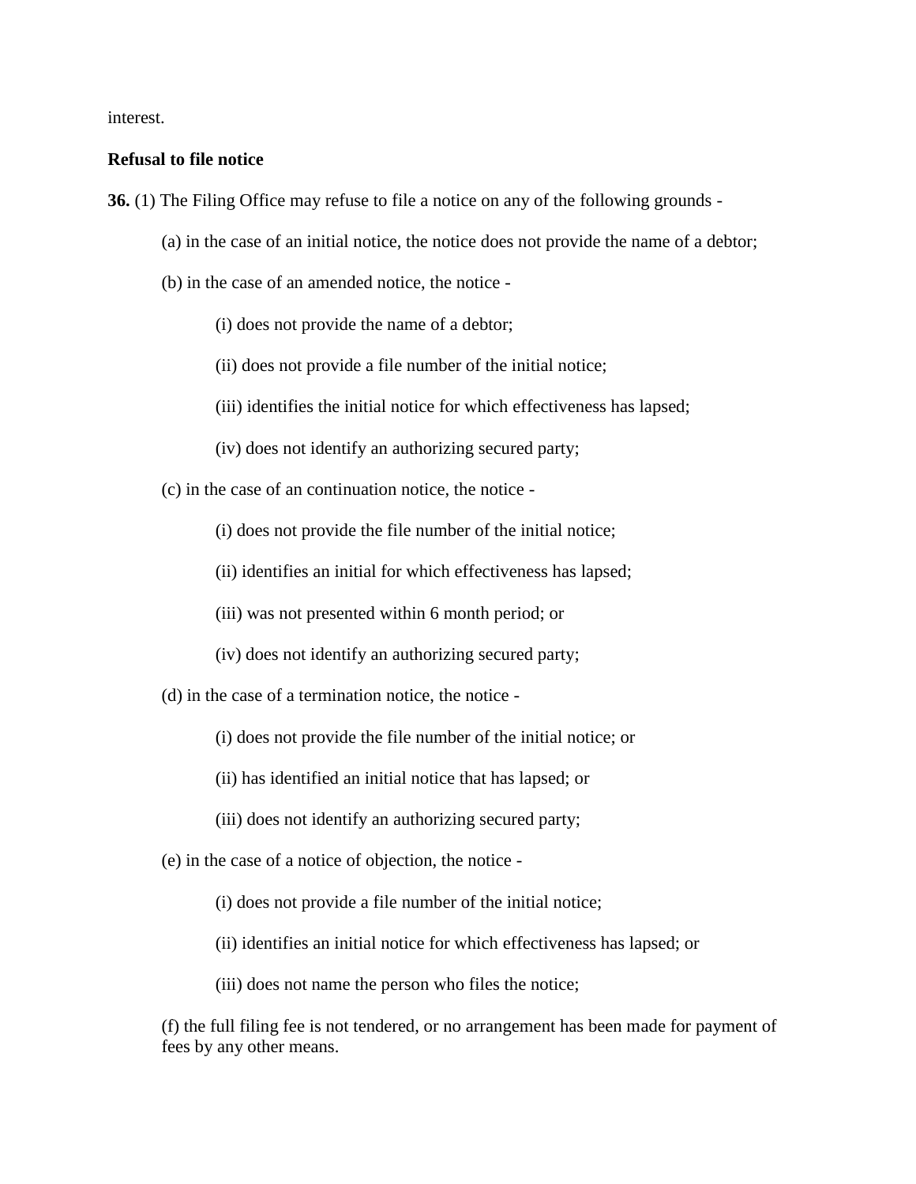interest.

**Refusal to file notice**

**36.** (1) The Filing Office may refuse to file a notice on any of the following grounds -

(a) in the case of an initial notice, the notice does not provide the name of a debtor;

(b) in the case of an amended notice, the notice -

(i) does not provide the name of a debtor;

(ii) does not provide a file number of the initial notice;

(iii) identifies the initial notice for which effectiveness has lapsed;

(iv) does not identify an authorizing secured party;

(c) in the case of an continuation notice, the notice -

(i) does not provide the file number of the initial notice;

(ii) identifies an initial for which effectiveness has lapsed;

(iii) was not presented within 6 month period; or

(iv) does not identify an authorizing secured party;

(d) in the case of a termination notice, the notice -

(i) does not provide the file number of the initial notice; or

(ii) has identified an initial notice that has lapsed; or

(iii) does not identify an authorizing secured party;

(e) in the case of a notice of objection, the notice -

(i) does not provide a file number of the initial notice;

(ii) identifies an initial notice for which effectiveness has lapsed; or

(iii) does not name the person who files the notice;

(f) the full filing fee is not tendered, or no arrangement has been made for payment of fees by any other means.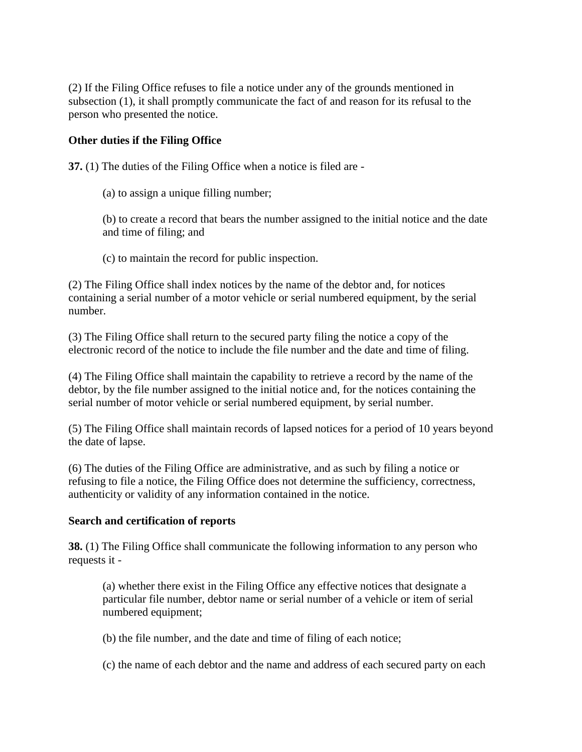(2) If the Filing Office refuses to file a notice under any of the grounds mentioned in subsection (1), it shall promptly communicate the fact of and reason for its refusal to the person who presented the notice.

**Other duties if the Filing Office**

**37.** (1) The duties of the Filing Office when a notice is filed are -

(a) to assign a unique filling number;

(b) to create a record that bears the number assigned to the initial notice and the date and time of filing; and

(c) to maintain the record for public inspection.

(2) The Filing Office shall index notices by the name of the debtor and, for notices containing a serial number of a motor vehicle or serial numbered equipment, by the serial number.

(3) The Filing Office shall return to the secured party filing the notice a copy of the electronic record of the notice to include the file number and the date and time of filing.

(4) The Filing Office shall maintain the capability to retrieve a record by the name of the debtor, by the file number assigned to the initial notice and, for the notices containing the serial number of motor vehicle or serial numbered equipment, by serial number.

(5) The Filing Office shall maintain records of lapsed notices for a period of 10 years beyond the date of lapse.

(6) The duties of the Filing Office are administrative, and as such by filing a notice or refusing to file a notice, the Filing Office does not determine the sufficiency, correctness, authenticity or validity of any information contained in the notice.

**Search and certification of reports**

**38.** (1) The Filing Office shall communicate the following information to any person who requests it -

(a) whether there exist in the Filing Office any effective notices that designate a particular file number, debtor name or serial number of a vehicle or item of serial numbered equipment;

(b) the file number, and the date and time of filing of each notice;

(c) the name of each debtor and the name and address of each secured party on each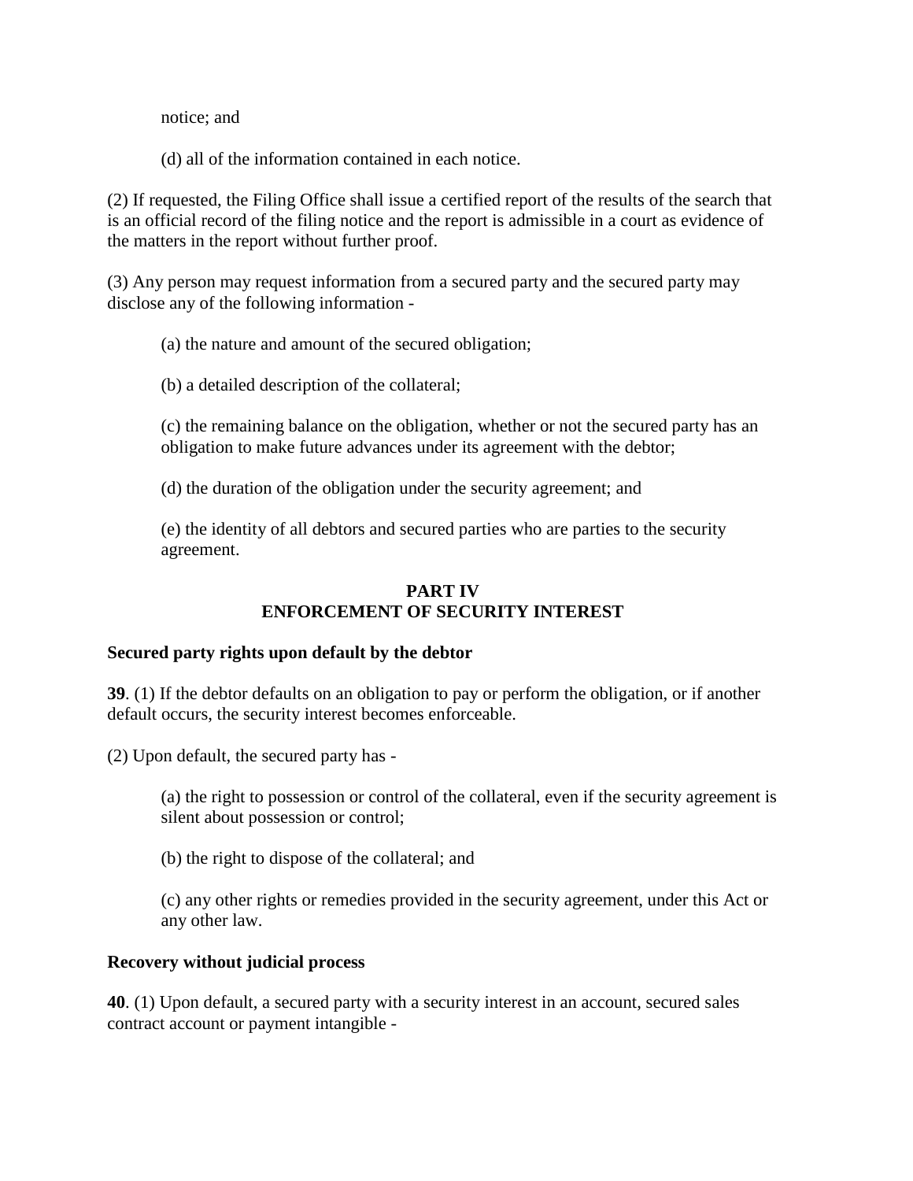notice; and

(d) all of the information contained in each notice.

(2) If requested, the Filing Office shall issue a certified report of the results of the search that is an official record of the filing notice and the report is admissible in a court as evidence of the matters in the report without further proof.

(3) Any person may request information from a secured party and the secured party may disclose any of the following information -

(a) the nature and amount of the secured obligation;

(b) a detailed description of the collateral;

(c) the remaining balance on the obligation, whether or not the secured party has an obligation to make future advances under its agreement with the debtor;

(d) the duration of the obligation under the security agreement; and

(e) the identity of all debtors and secured parties who are parties to the security agreement.

## PART IV
## ENFORCEMENT OF SECURITY INTEREST

### Secured party rights upon default by the debtor

**39**. (1) If the debtor defaults on an obligation to pay or perform the obligation, or if another default occurs, the security interest becomes enforceable.

(2) Upon default, the secured party has -

(a) the right to possession or control of the collateral, even if the security agreement is silent about possession or control;

(b) the right to dispose of the collateral; and

(c) any other rights or remedies provided in the security agreement, under this Act or any other law.

### Recovery without judicial process

**40**. (1) Upon default, a secured party with a security interest in an account, secured sales contract account or payment intangible -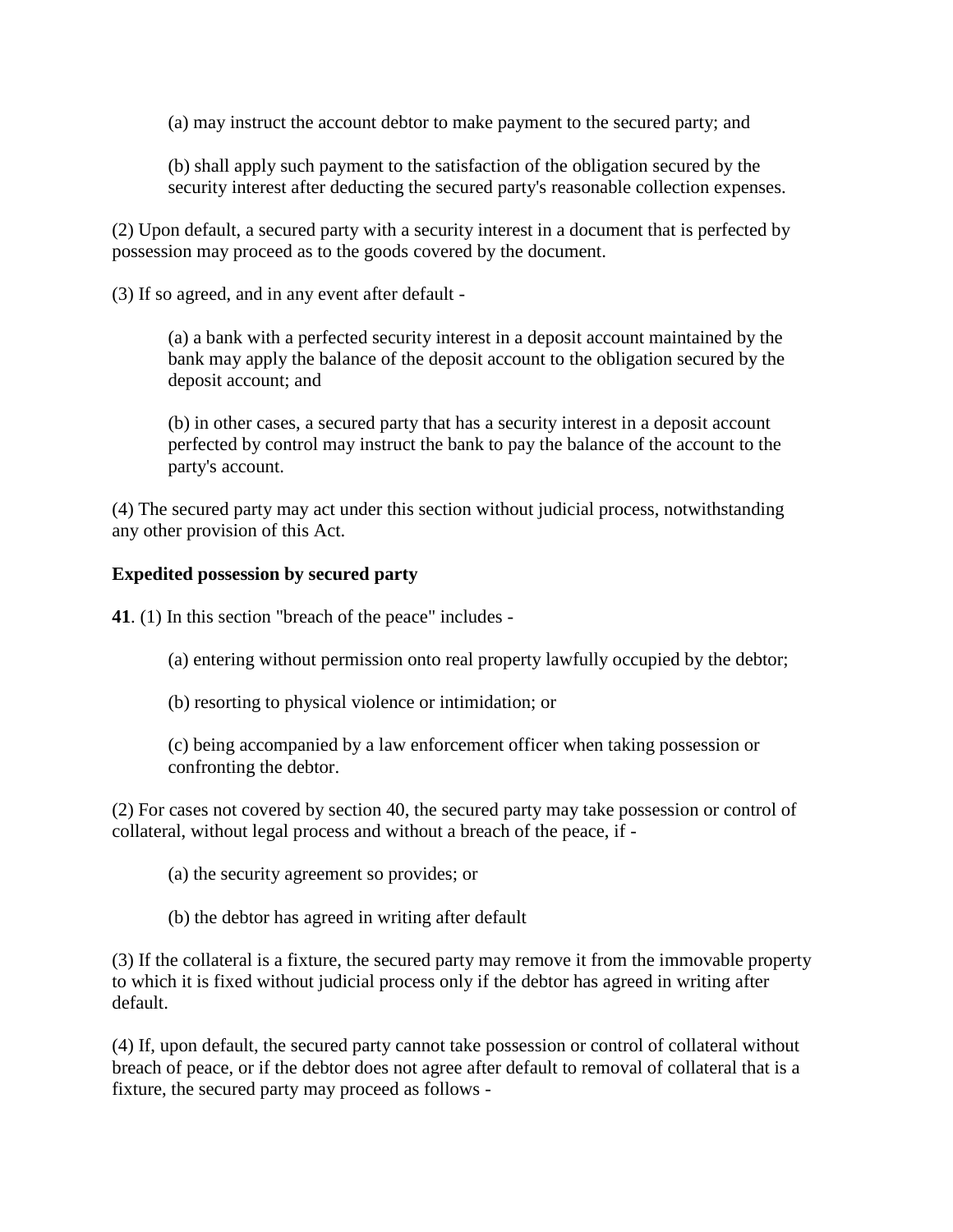(a) may instruct the account debtor to make payment to the secured party; and

(b) shall apply such payment to the satisfaction of the obligation secured by the security interest after deducting the secured party's reasonable collection expenses.

(2) Upon default, a secured party with a security interest in a document that is perfected by possession may proceed as to the goods covered by the document.

(3) If so agreed, and in any event after default -

(a) a bank with a perfected security interest in a deposit account maintained by the bank may apply the balance of the deposit account to the obligation secured by the deposit account; and

(b) in other cases, a secured party that has a security interest in a deposit account perfected by control may instruct the bank to pay the balance of the account to the party's account.

(4) The secured party may act under this section without judicial process, notwithstanding any other provision of this Act.

**Expedited possession by secured party**

**41**. (1) In this section "breach of the peace" includes -

(a) entering without permission onto real property lawfully occupied by the debtor;

(b) resorting to physical violence or intimidation; or

(c) being accompanied by a law enforcement officer when taking possession or confronting the debtor.

(2) For cases not covered by section 40, the secured party may take possession or control of collateral, without legal process and without a breach of the peace, if -

(a) the security agreement so provides; or

(b) the debtor has agreed in writing after default

(3) If the collateral is a fixture, the secured party may remove it from the immovable property to which it is fixed without judicial process only if the debtor has agreed in writing after default.

(4) If, upon default, the secured party cannot take possession or control of collateral without breach of peace, or if the debtor does not agree after default to removal of collateral that is a fixture, the secured party may proceed as follows -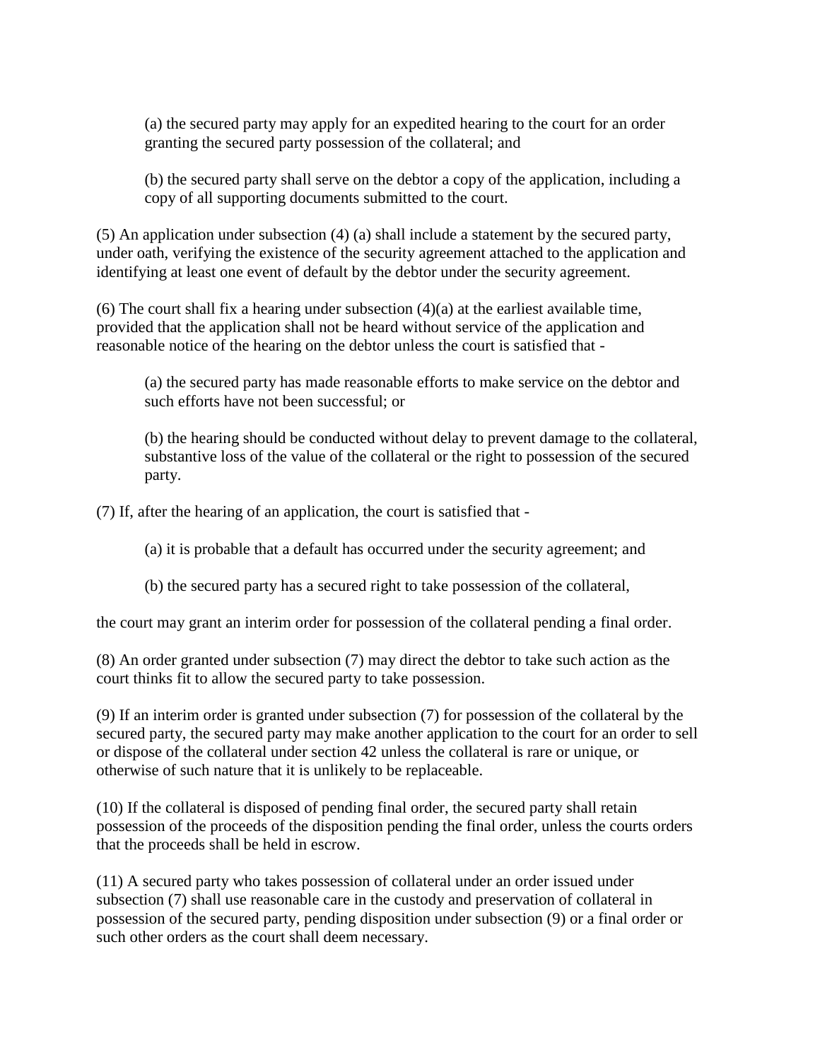(a) the secured party may apply for an expedited hearing to the court for an order granting the secured party possession of the collateral; and

(b) the secured party shall serve on the debtor a copy of the application, including a copy of all supporting documents submitted to the court.

(5) An application under subsection (4) (a) shall include a statement by the secured party, under oath, verifying the existence of the security agreement attached to the application and identifying at least one event of default by the debtor under the security agreement.

(6) The court shall fix a hearing under subsection (4)(a) at the earliest available time, provided that the application shall not be heard without service of the application and reasonable notice of the hearing on the debtor unless the court is satisfied that -

(a) the secured party has made reasonable efforts to make service on the debtor and such efforts have not been successful; or

(b) the hearing should be conducted without delay to prevent damage to the collateral, substantive loss of the value of the collateral or the right to possession of the secured party.

(7) If, after the hearing of an application, the court is satisfied that -

(a) it is probable that a default has occurred under the security agreement; and

(b) the secured party has a secured right to take possession of the collateral,

the court may grant an interim order for possession of the collateral pending a final order.

(8) An order granted under subsection (7) may direct the debtor to take such action as the court thinks fit to allow the secured party to take possession.

(9) If an interim order is granted under subsection (7) for possession of the collateral by the secured party, the secured party may make another application to the court for an order to sell or dispose of the collateral under section 42 unless the collateral is rare or unique, or otherwise of such nature that it is unlikely to be replaceable.

(10) If the collateral is disposed of pending final order, the secured party shall retain possession of the proceeds of the disposition pending the final order, unless the courts orders that the proceeds shall be held in escrow.

(11) A secured party who takes possession of collateral under an order issued under subsection (7) shall use reasonable care in the custody and preservation of collateral in possession of the secured party, pending disposition under subsection (9) or a final order or such other orders as the court shall deem necessary.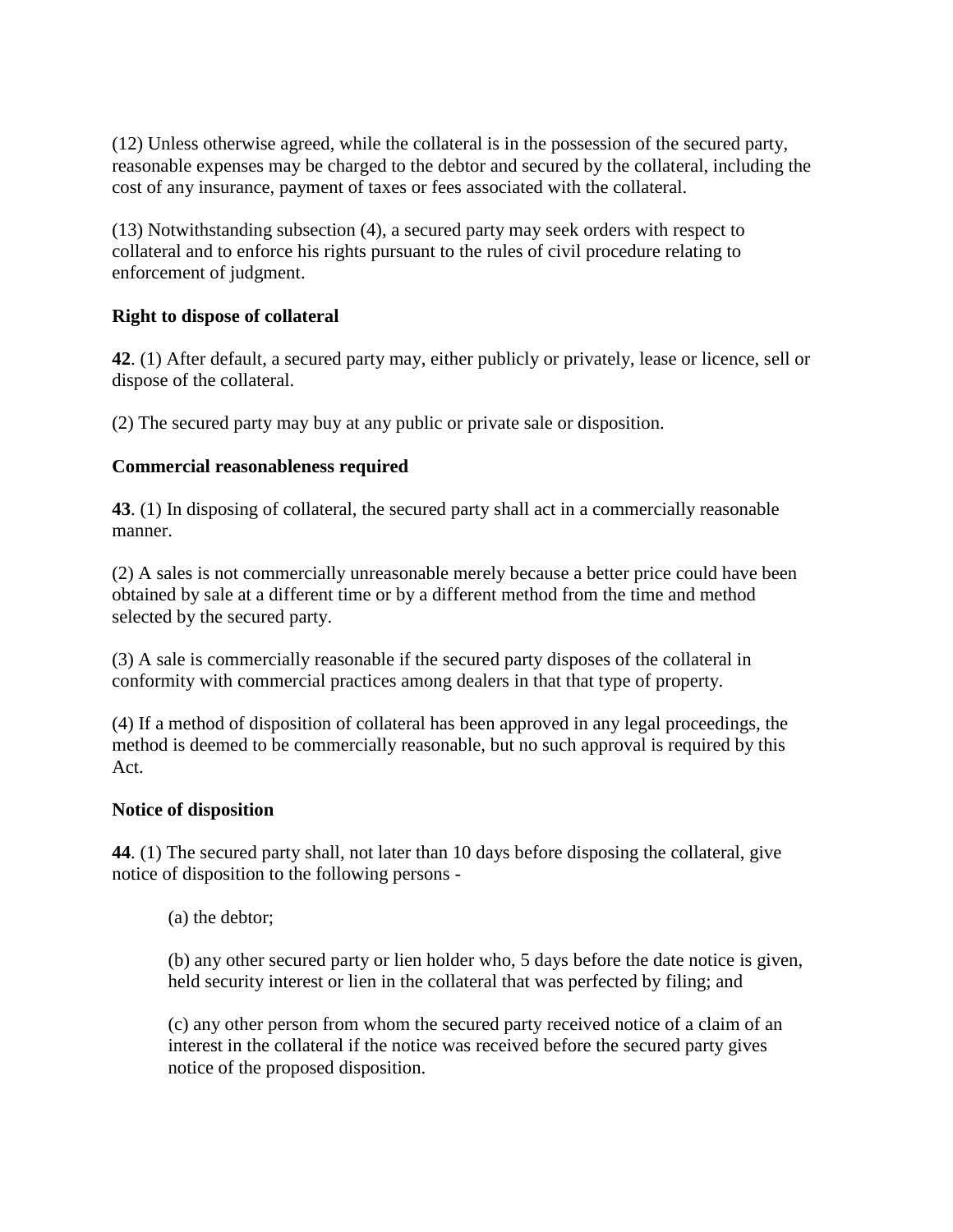(12) Unless otherwise agreed, while the collateral is in the possession of the secured party, reasonable expenses may be charged to the debtor and secured by the collateral, including the cost of any insurance, payment of taxes or fees associated with the collateral.

(13) Notwithstanding subsection (4), a secured party may seek orders with respect to collateral and to enforce his rights pursuant to the rules of civil procedure relating to enforcement of judgment.

**Right to dispose of collateral**

**42**. (1) After default, a secured party may, either publicly or privately, lease or licence, sell or dispose of the collateral.

(2) The secured party may buy at any public or private sale or disposition.

**Commercial reasonableness required**

**43**. (1) In disposing of collateral, the secured party shall act in a commercially reasonable manner.

(2) A sales is not commercially unreasonable merely because a better price could have been obtained by sale at a different time or by a different method from the time and method selected by the secured party.

(3) A sale is commercially reasonable if the secured party disposes of the collateral in conformity with commercial practices among dealers in that that type of property.

(4) If a method of disposition of collateral has been approved in any legal proceedings, the method is deemed to be commercially reasonable, but no such approval is required by this Act.

**Notice of disposition**

**44**. (1) The secured party shall, not later than 10 days before disposing the collateral, give notice of disposition to the following persons -

> (a) the debtor;
>
> (b) any other secured party or lien holder who, 5 days before the date notice is given, held security interest or lien in the collateral that was perfected by filing; and
>
> (c) any other person from whom the secured party received notice of a claim of an interest in the collateral if the notice was received before the secured party gives notice of the proposed disposition.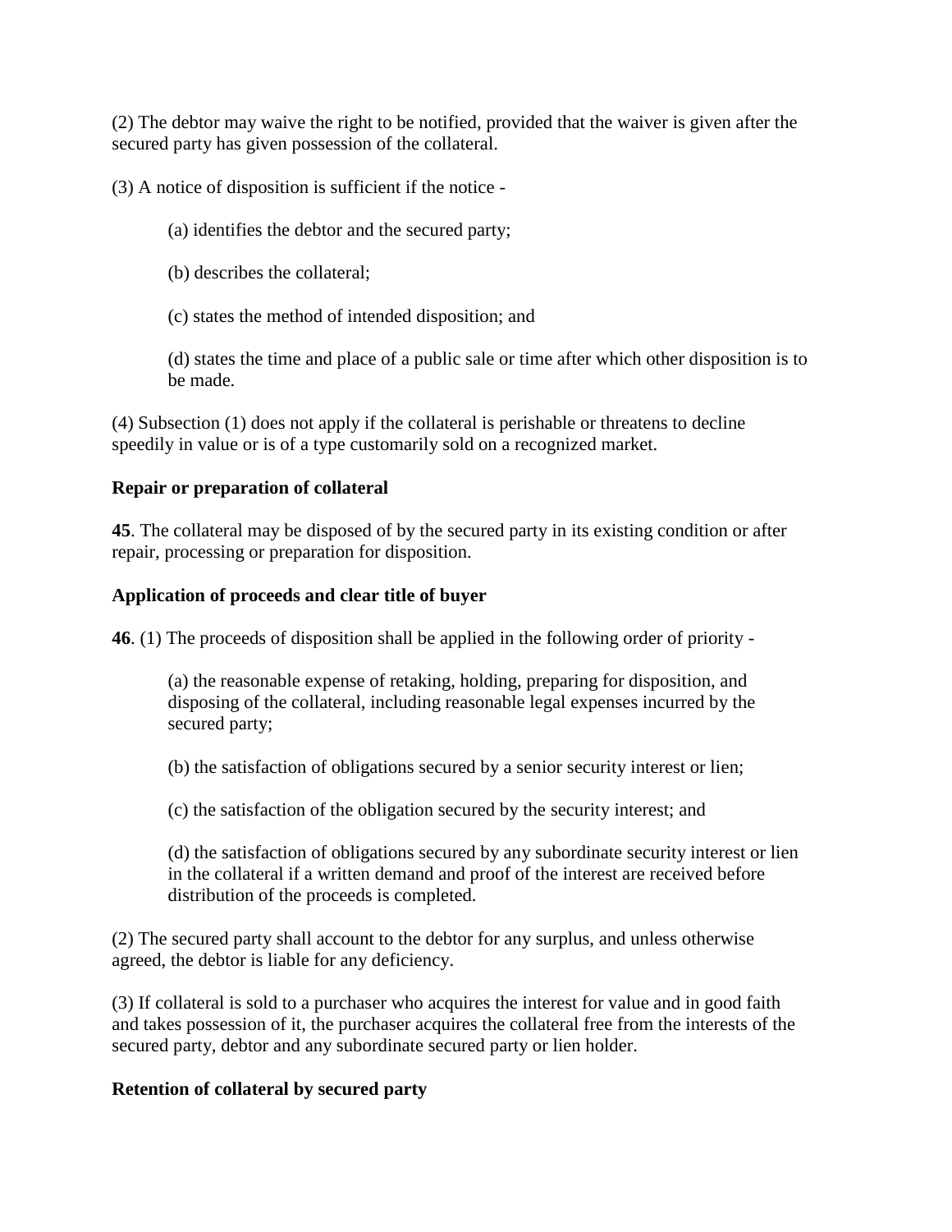(2) The debtor may waive the right to be notified, provided that the waiver is given after the secured party has given possession of the collateral.

(3) A notice of disposition is sufficient if the notice -

> (a) identifies the debtor and the secured party;
>
> (b) describes the collateral;
>
> (c) states the method of intended disposition; and
>
> (d) states the time and place of a public sale or time after which other disposition is to be made.

(4) Subsection (1) does not apply if the collateral is perishable or threatens to decline speedily in value or is of a type customarily sold on a recognized market.

**Repair or preparation of collateral**

**45**. The collateral may be disposed of by the secured party in its existing condition or after repair, processing or preparation for disposition.

**Application of proceeds and clear title of buyer**

**46**. (1) The proceeds of disposition shall be applied in the following order of priority -

> (a) the reasonable expense of retaking, holding, preparing for disposition, and disposing of the collateral, including reasonable legal expenses incurred by the secured party;
>
> (b) the satisfaction of obligations secured by a senior security interest or lien;
>
> (c) the satisfaction of the obligation secured by the security interest; and
>
> (d) the satisfaction of obligations secured by any subordinate security interest or lien in the collateral if a written demand and proof of the interest are received before distribution of the proceeds is completed.

(2) The secured party shall account to the debtor for any surplus, and unless otherwise agreed, the debtor is liable for any deficiency.

(3) If collateral is sold to a purchaser who acquires the interest for value and in good faith and takes possession of it, the purchaser acquires the collateral free from the interests of the secured party, debtor and any subordinate secured party or lien holder.

**Retention of collateral by secured party**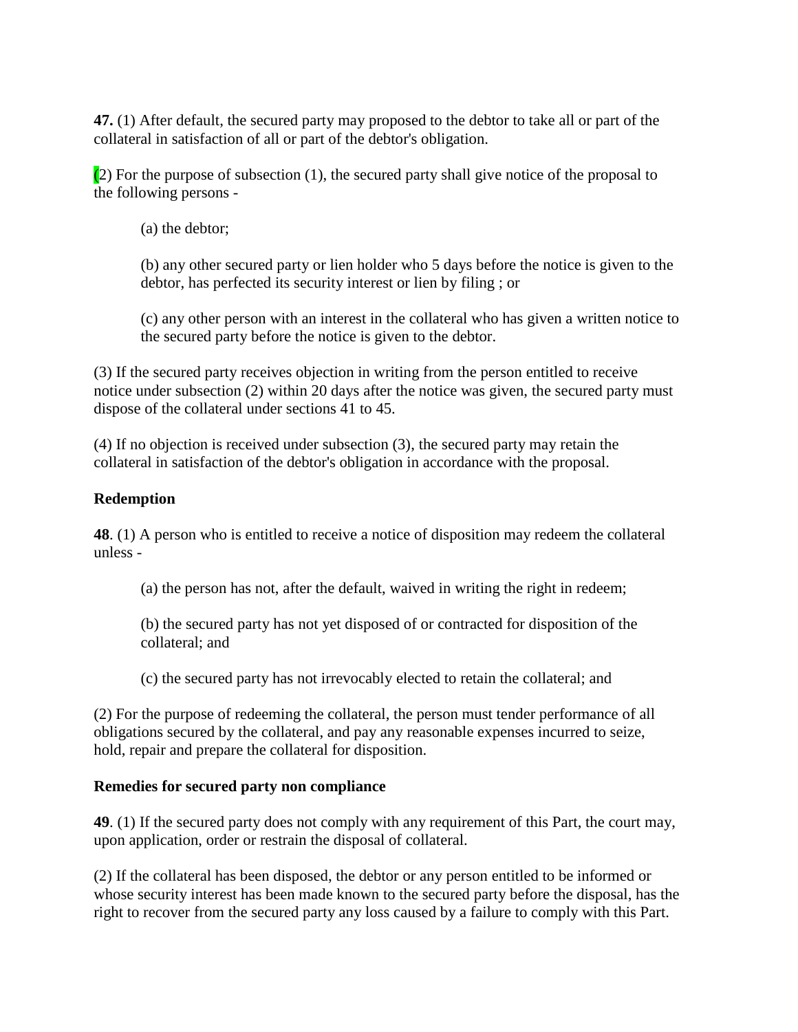**47.** (1) After default, the secured party may proposed to the debtor to take all or part of the collateral in satisfaction of all or part of the debtor's obligation.

(2) For the purpose of subsection (1), the secured party shall give notice of the proposal to the following persons -

> (a) the debtor;
>
> (b) any other secured party or lien holder who 5 days before the notice is given to the debtor, has perfected its security interest or lien by filing ; or
>
> (c) any other person with an interest in the collateral who has given a written notice to the secured party before the notice is given to the debtor.

(3) If the secured party receives objection in writing from the person entitled to receive notice under subsection (2) within 20 days after the notice was given, the secured party must dispose of the collateral under sections 41 to 45.

(4) If no objection is received under subsection (3), the secured party may retain the collateral in satisfaction of the debtor's obligation in accordance with the proposal.

**Redemption**

**48**. (1) A person who is entitled to receive a notice of disposition may redeem the collateral unless -

> (a) the person has not, after the default, waived in writing the right in redeem;
>
> (b) the secured party has not yet disposed of or contracted for disposition of the collateral; and
>
> (c) the secured party has not irrevocably elected to retain the collateral; and

(2) For the purpose of redeeming the collateral, the person must tender performance of all obligations secured by the collateral, and pay any reasonable expenses incurred to seize, hold, repair and prepare the collateral for disposition.

**Remedies for secured party non compliance**

**49**. (1) If the secured party does not comply with any requirement of this Part, the court may, upon application, order or restrain the disposal of collateral.

(2) If the collateral has been disposed, the debtor or any person entitled to be informed or whose security interest has been made known to the secured party before the disposal, has the right to recover from the secured party any loss caused by a failure to comply with this Part.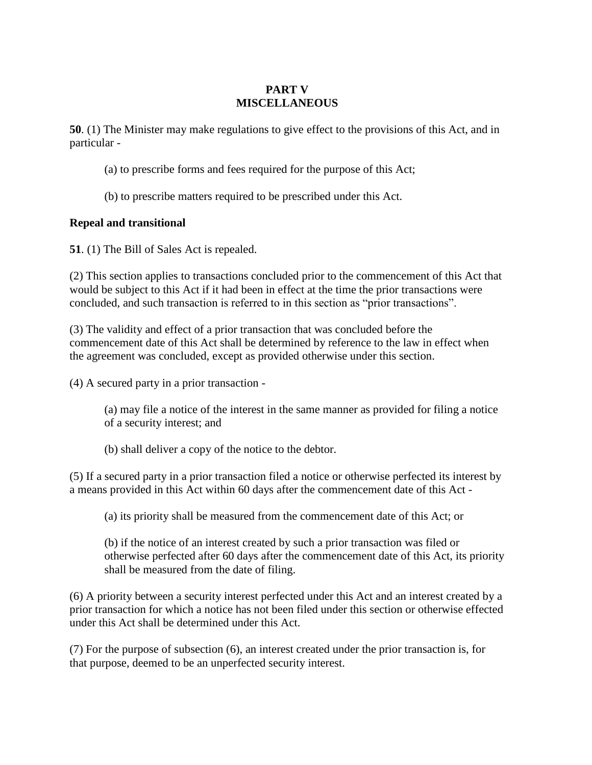# PART V
# MISCELLANEOUS

**50**. (1) The Minister may make regulations to give effect to the provisions of this Act, and in particular -

(a) to prescribe forms and fees required for the purpose of this Act;

(b) to prescribe matters required to be prescribed under this Act.

**Repeal and transitional**

**51**. (1) The Bill of Sales Act is repealed.

(2) This section applies to transactions concluded prior to the commencement of this Act that would be subject to this Act if it had been in effect at the time the prior transactions were concluded, and such transaction is referred to in this section as "prior transactions".

(3) The validity and effect of a prior transaction that was concluded before the commencement date of this Act shall be determined by reference to the law in effect when the agreement was concluded, except as provided otherwise under this section.

(4) A secured party in a prior transaction -

(a) may file a notice of the interest in the same manner as provided for filing a notice of a security interest; and

(b) shall deliver a copy of the notice to the debtor.

(5) If a secured party in a prior transaction filed a notice or otherwise perfected its interest by a means provided in this Act within 60 days after the commencement date of this Act -

(a) its priority shall be measured from the commencement date of this Act; or

(b) if the notice of an interest created by such a prior transaction was filed or otherwise perfected after 60 days after the commencement date of this Act, its priority shall be measured from the date of filing.

(6) A priority between a security interest perfected under this Act and an interest created by a prior transaction for which a notice has not been filed under this section or otherwise effected under this Act shall be determined under this Act.

(7) For the purpose of subsection (6), an interest created under the prior transaction is, for that purpose, deemed to be an unperfected security interest.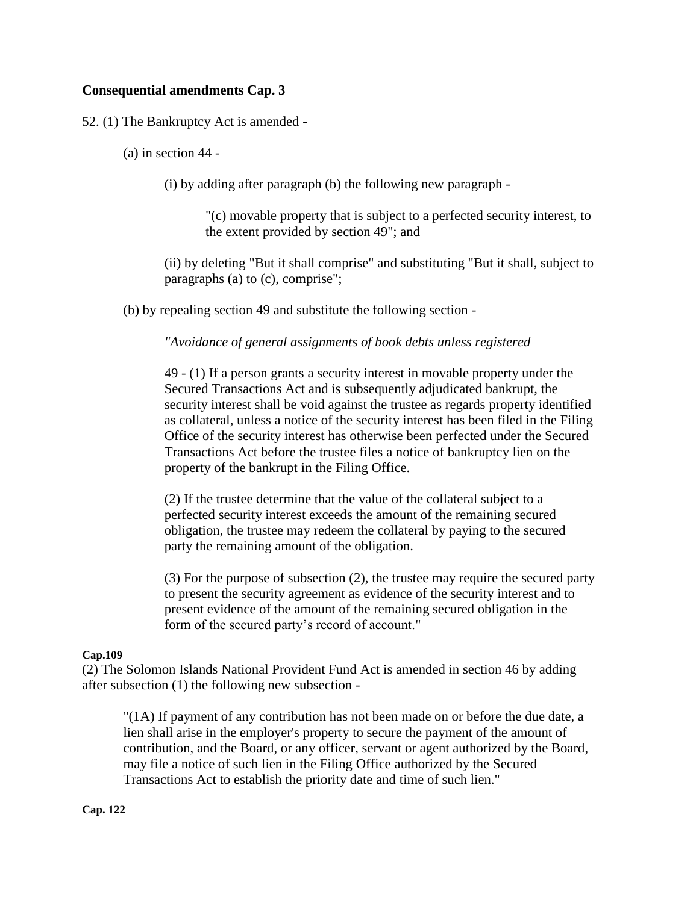**Consequential amendments Cap. 3**

52. (1) The Bankruptcy Act is amended -

(a) in section 44 -

(i) by adding after paragraph (b) the following new paragraph -

"(c) movable property that is subject to a perfected security interest, to the extent provided by section 49"; and

(ii) by deleting "But it shall comprise" and substituting "But it shall, subject to paragraphs (a) to (c), comprise";

(b) by repealing section 49 and substitute the following section -

*"Avoidance of general assignments of book debts unless registered*

49 - (1) If a person grants a security interest in movable property under the Secured Transactions Act and is subsequently adjudicated bankrupt, the security interest shall be void against the trustee as regards property identified as collateral, unless a notice of the security interest has been filed in the Filing Office of the security interest has otherwise been perfected under the Secured Transactions Act before the trustee files a notice of bankruptcy lien on the property of the bankrupt in the Filing Office.

(2) If the trustee determine that the value of the collateral subject to a perfected security interest exceeds the amount of the remaining secured obligation, the trustee may redeem the collateral by paying to the secured party the remaining amount of the obligation.

(3) For the purpose of subsection (2), the trustee may require the secured party to present the security agreement as evidence of the security interest and to present evidence of the amount of the remaining secured obligation in the form of the secured party's record of account."

**Cap.109**

(2) The Solomon Islands National Provident Fund Act is amended in section 46 by adding after subsection (1) the following new subsection -

"(1A) If payment of any contribution has not been made on or before the due date, a lien shall arise in the employer's property to secure the payment of the amount of contribution, and the Board, or any officer, servant or agent authorized by the Board, may file a notice of such lien in the Filing Office authorized by the Secured Transactions Act to establish the priority date and time of such lien."

**Cap. 122**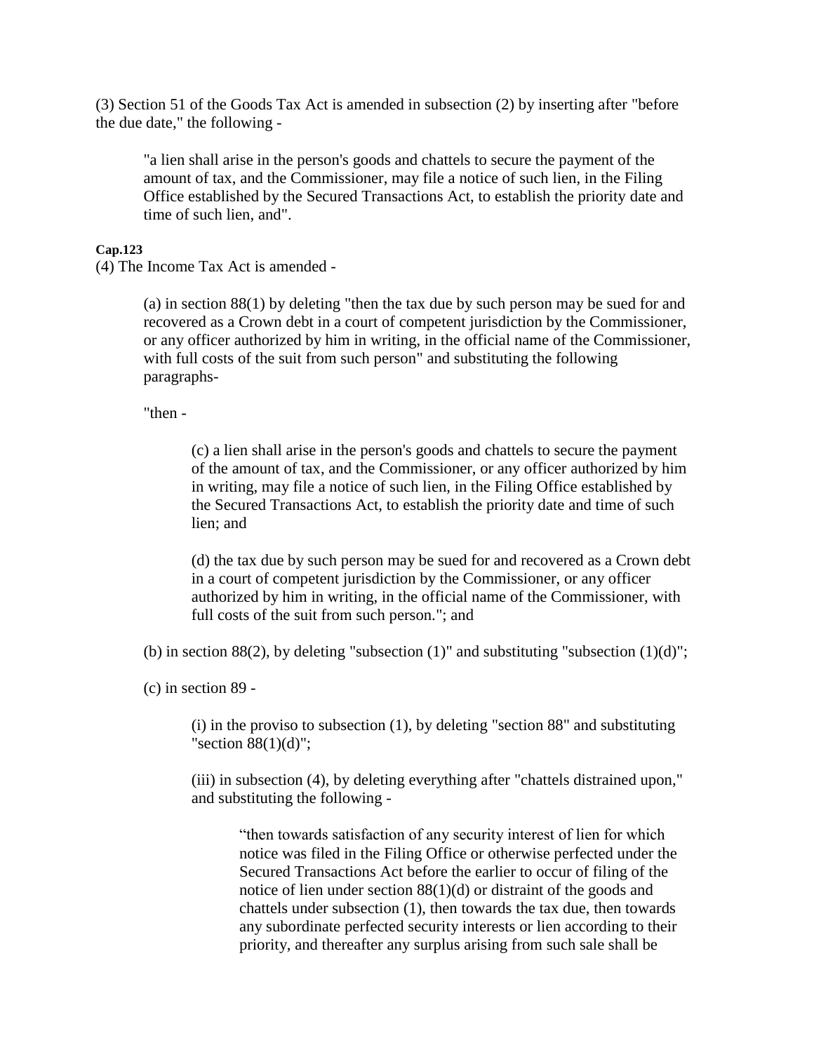(3) Section 51 of the Goods Tax Act is amended in subsection (2) by inserting after "before the due date," the following -

> "a lien shall arise in the person's goods and chattels to secure the payment of the amount of tax, and the Commissioner, may file a notice of such lien, in the Filing Office established by the Secured Transactions Act, to establish the priority date and time of such lien, and".

**Cap.123**

(4) The Income Tax Act is amended -

> (a) in section 88(1) by deleting "then the tax due by such person may be sued for and recovered as a Crown debt in a court of competent jurisdiction by the Commissioner, or any officer authorized by him in writing, in the official name of the Commissioner, with full costs of the suit from such person" and substituting the following paragraphs-
>
> "then -
>
> > (c) a lien shall arise in the person's goods and chattels to secure the payment of the amount of tax, and the Commissioner, or any officer authorized by him in writing, may file a notice of such lien, in the Filing Office established by the Secured Transactions Act, to establish the priority date and time of such lien; and
> >
> > (d) the tax due by such person may be sued for and recovered as a Crown debt in a court of competent jurisdiction by the Commissioner, or any officer authorized by him in writing, in the official name of the Commissioner, with full costs of the suit from such person."; and
>
> (b) in section 88(2), by deleting "subsection (1)" and substituting "subsection (1)(d)";
>
> (c) in section 89 -
>
> > (i) in the proviso to subsection (1), by deleting "section 88" and substituting "section 88(1)(d)";
> >
> > (iii) in subsection (4), by deleting everything after "chattels distrained upon," and substituting the following -
> >
> > > "then towards satisfaction of any security interest of lien for which notice was filed in the Filing Office or otherwise perfected under the Secured Transactions Act before the earlier to occur of filing of the notice of lien under section 88(1)(d) or distraint of the goods and chattels under subsection (1), then towards the tax due, then towards any subordinate perfected security interests or lien according to their priority, and thereafter any surplus arising from such sale shall be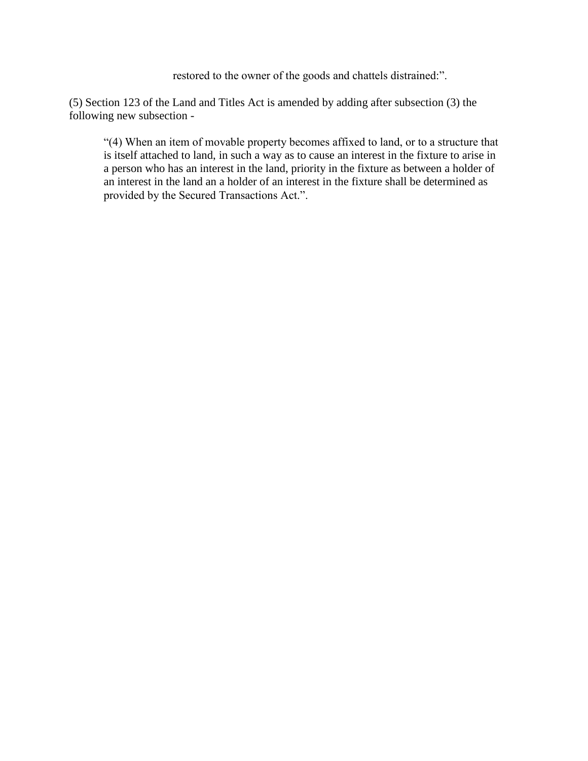restored to the owner of the goods and chattels distrained:".

(5) Section 123 of the Land and Titles Act is amended by adding after subsection (3) the following new subsection -

> "(4) When an item of movable property becomes affixed to land, or to a structure that is itself attached to land, in such a way as to cause an interest in the fixture to arise in a person who has an interest in the land, priority in the fixture as between a holder of an interest in the land an a holder of an interest in the fixture shall be determined as provided by the Secured Transactions Act.".